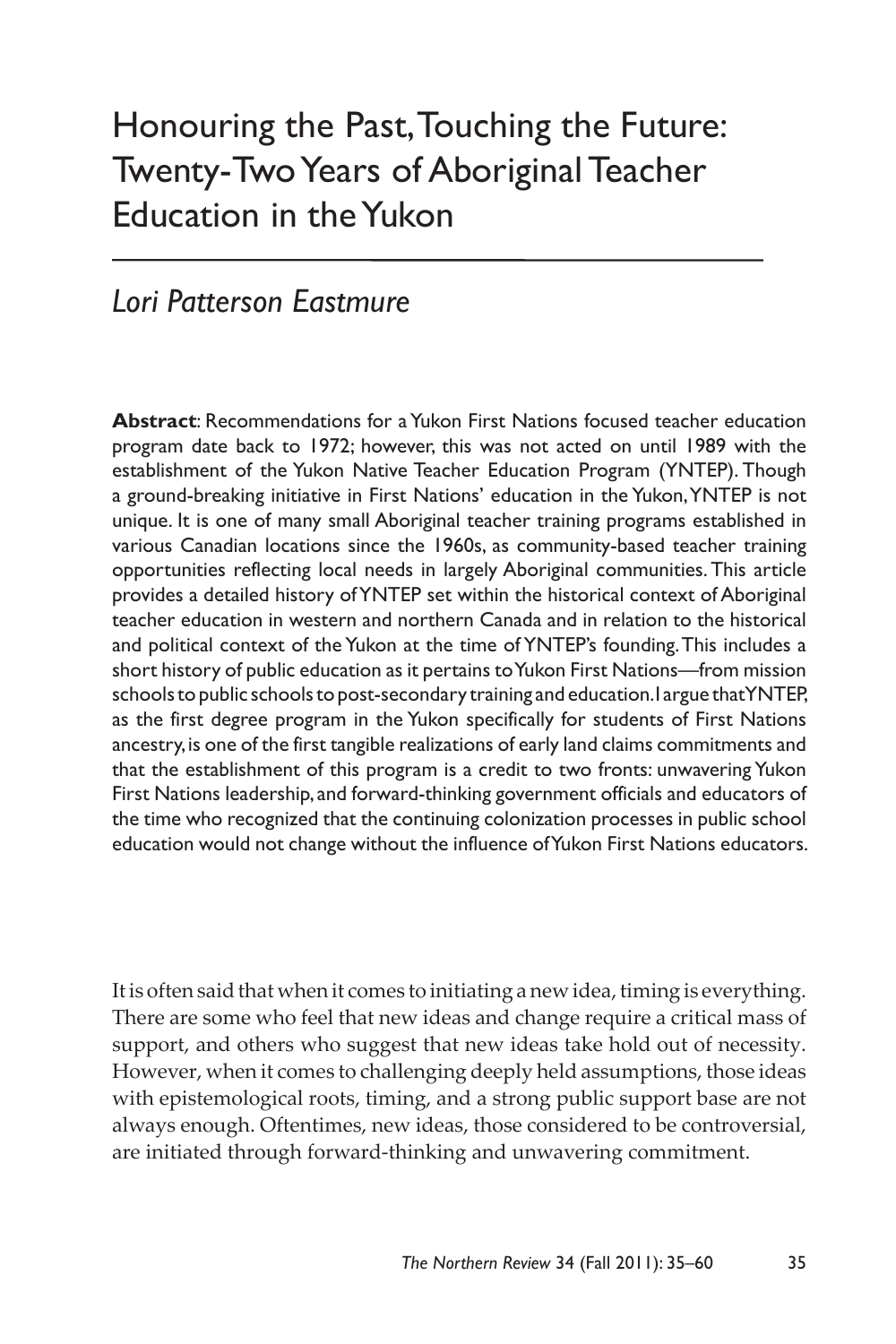# Honouring the Past, Touching the Future: Twenty-Two Years of Aboriginal Teacher Education in the Yukon

*Lori Patterson Eastmure*

**Abstract**: Recommendations for a Yukon First Nations focused teacher education program date back to 1972; however, this was not acted on until 1989 with the establishment of the Yukon Native Teacher Education Program (YNTEP). Though a ground-breaking initiative in First Nations' education in the Yukon, YNTEP is not unique. It is one of many small Aboriginal teacher training programs established in various Canadian locations since the 1960s, as community-based teacher training opportunities reflecting local needs in largely Aboriginal communities. This article provides a detailed history of YNTEP set within the historical context of Aboriginal teacher education in western and northern Canada and in relation to the historical and political context of the Yukon at the time of YNTEP's founding. This includes a short history of public education as it pertains to Yukon First Nations—from mission schools to public schools to post-secondary training and education. I argue that YNTEP, as the first degree program in the Yukon specifically for students of First Nations ancestry, is one of the first tangible realizations of early land claims commitments and that the establishment of this program is a credit to two fronts: unwavering Yukon First Nations leadership, and forward-thinking government officials and educators of the time who recognized that the continuing colonization processes in public school education would not change without the influence of Yukon First Nations educators.

It is often said that when it comes to initiating a new idea, timing is everything. There are some who feel that new ideas and change require a critical mass of support, and others who suggest that new ideas take hold out of necessity. However, when it comes to challenging deeply held assumptions, those ideas with epistemological roots, timing, and a strong public support base are not always enough. Oftentimes, new ideas, those considered to be controversial, are initiated through forward-thinking and unwavering commitment.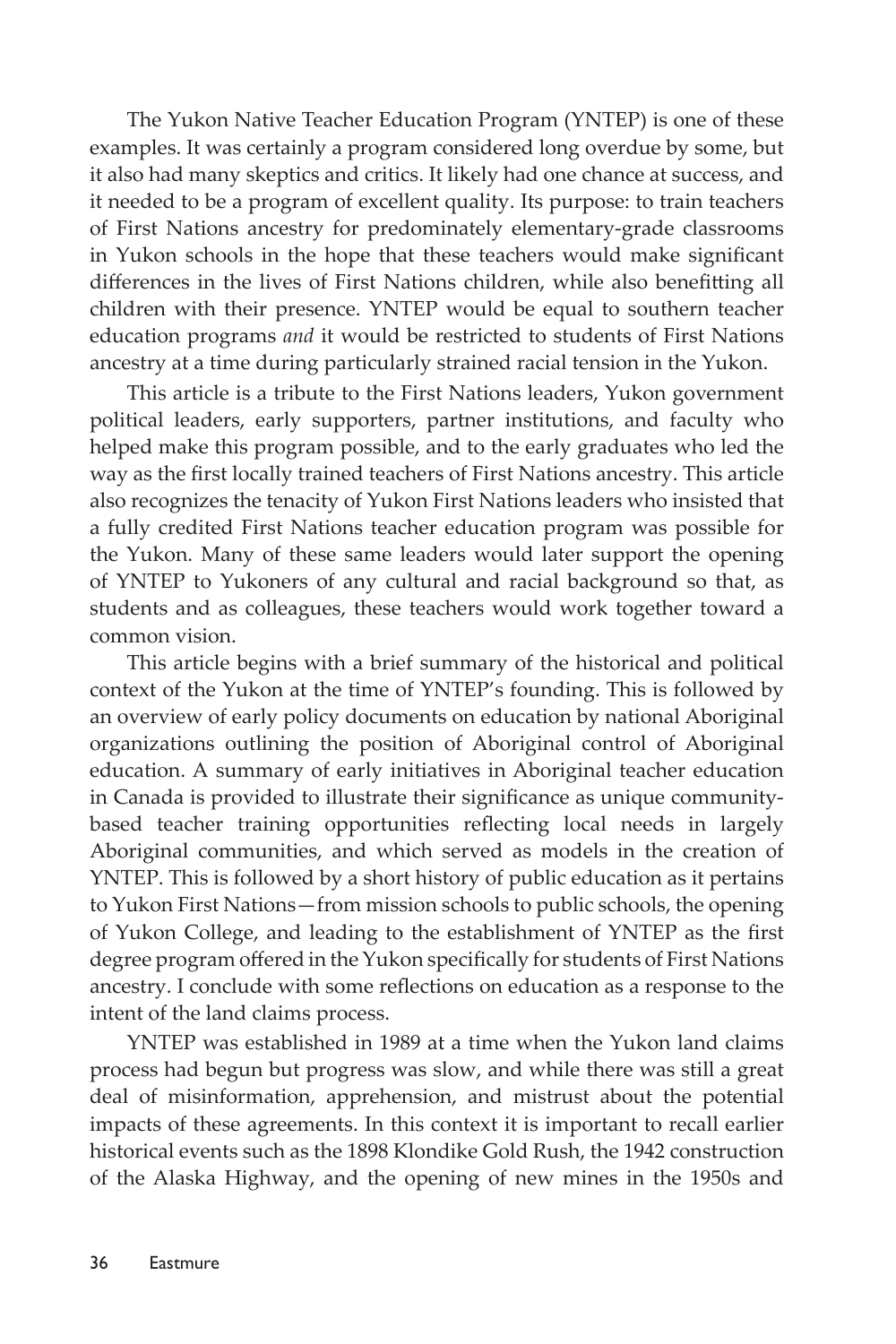The Yukon Native Teacher Education Program (YNTEP) is one of these examples. It was certainly a program considered long overdue by some, but it also had many skeptics and critics. It likely had one chance at success, and it needed to be a program of excellent quality. Its purpose: to train teachers of First Nations ancestry for predominately elementary-grade classrooms in Yukon schools in the hope that these teachers would make significant differences in the lives of First Nations children, while also benefitting all children with their presence. YNTEP would be equal to southern teacher education programs *and* it would be restricted to students of First Nations ancestry at a time during particularly strained racial tension in the Yukon.

This article is a tribute to the First Nations leaders, Yukon government political leaders, early supporters, partner institutions, and faculty who helped make this program possible, and to the early graduates who led the way as the first locally trained teachers of First Nations ancestry. This article also recognizes the tenacity of Yukon First Nations leaders who insisted that a fully credited First Nations teacher education program was possible for the Yukon. Many of these same leaders would later support the opening of YNTEP to Yukoners of any cultural and racial background so that, as students and as colleagues, these teachers would work together toward a common vision.

This article begins with a brief summary of the historical and political context of the Yukon at the time of YNTEP's founding. This is followed by an overview of early policy documents on education by national Aboriginal organizations outlining the position of Aboriginal control of Aboriginal education. A summary of early initiatives in Aboriginal teacher education in Canada is provided to illustrate their significance as unique community-based teacher training opportunities reflecting local needs in largely Aboriginal communities, and which served as models in the creation of YNTEP. This is followed by a short history of public education as it pertains to Yukon First Nations—from mission schools to public schools, the opening of Yukon College, and leading to the establishment of YNTEP as the first degree program offered in the Yukon specifically for students of First Nations ancestry. I conclude with some reflections on education as a response to the intent of the land claims process.

YNTEP was established in 1989 at a time when the Yukon land claims process had begun but progress was slow, and while there was still a great deal of misinformation, apprehension, and mistrust about the potential impacts of these agreements. In this context it is important to recall earlier historical events such as the 1898 Klondike Gold Rush, the 1942 construction of the Alaska Highway, and the opening of new mines in the 1950s and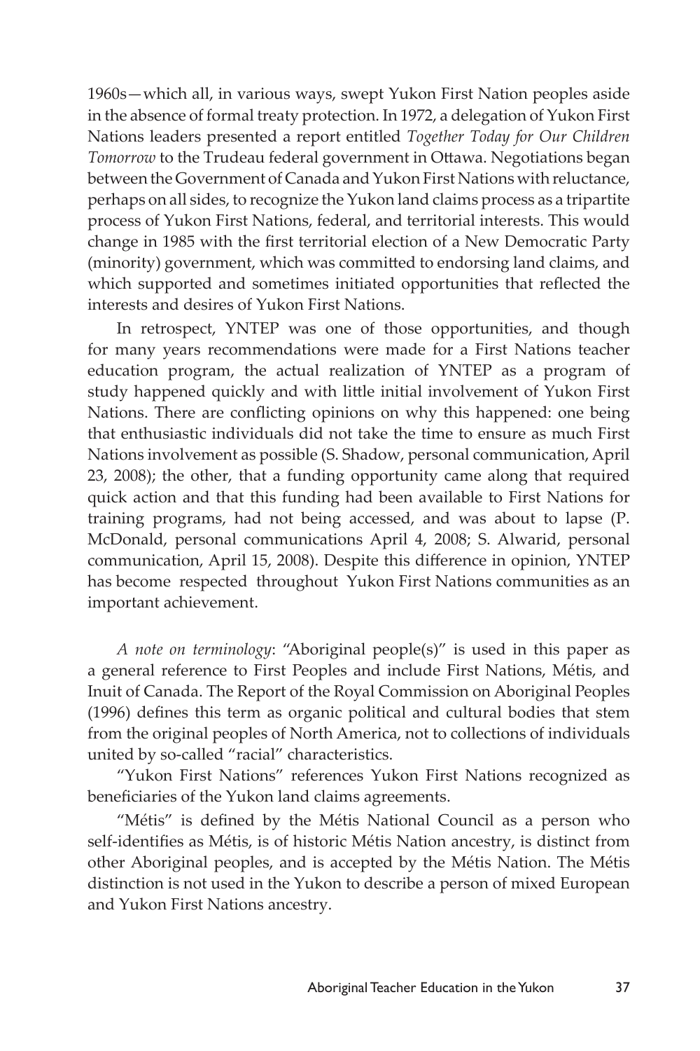1960s—which all, in various ways, swept Yukon First Nation peoples aside in the absence of formal treaty protection. In 1972, a delegation of Yukon First Nations leaders presented a report entitled *Together Today for Our Children Tomorrow* to the Trudeau federal government in Ottawa. Negotiations began between the Government of Canada and Yukon First Nations with reluctance, perhaps on all sides, to recognize the Yukon land claims process as a tripartite process of Yukon First Nations, federal, and territorial interests. This would change in 1985 with the first territorial election of a New Democratic Party (minority) government, which was committed to endorsing land claims, and which supported and sometimes initiated opportunities that reflected the interests and desires of Yukon First Nations.

In retrospect, YNTEP was one of those opportunities, and though for many years recommendations were made for a First Nations teacher education program, the actual realization of YNTEP as a program of study happened quickly and with little initial involvement of Yukon First Nations. There are conflicting opinions on why this happened: one being that enthusiastic individuals did not take the time to ensure as much First Nations involvement as possible (S. Shadow, personal communication, April 23, 2008); the other, that a funding opportunity came along that required quick action and that this funding had been available to First Nations for training programs, had not being accessed, and was about to lapse (P. McDonald, personal communications April 4, 2008; S. Alwarid, personal communication, April 15, 2008). Despite this difference in opinion, YNTEP has become respected throughout Yukon First Nations communities as an important achievement.

*A note on terminology*: "Aboriginal people(s)" is used in this paper as a general reference to First Peoples and include First Nations, Métis, and Inuit of Canada. The Report of the Royal Commission on Aboriginal Peoples (1996) defines this term as organic political and cultural bodies that stem from the original peoples of North America, not to collections of individuals united by so-called "racial" characteristics.

"Yukon First Nations" references Yukon First Nations recognized as beneficiaries of the Yukon land claims agreements.

"Métis" is defined by the Métis National Council as a person who self-identifies as Métis, is of historic Métis Nation ancestry, is distinct from other Aboriginal peoples, and is accepted by the Métis Nation. The Métis distinction is not used in the Yukon to describe a person of mixed European and Yukon First Nations ancestry.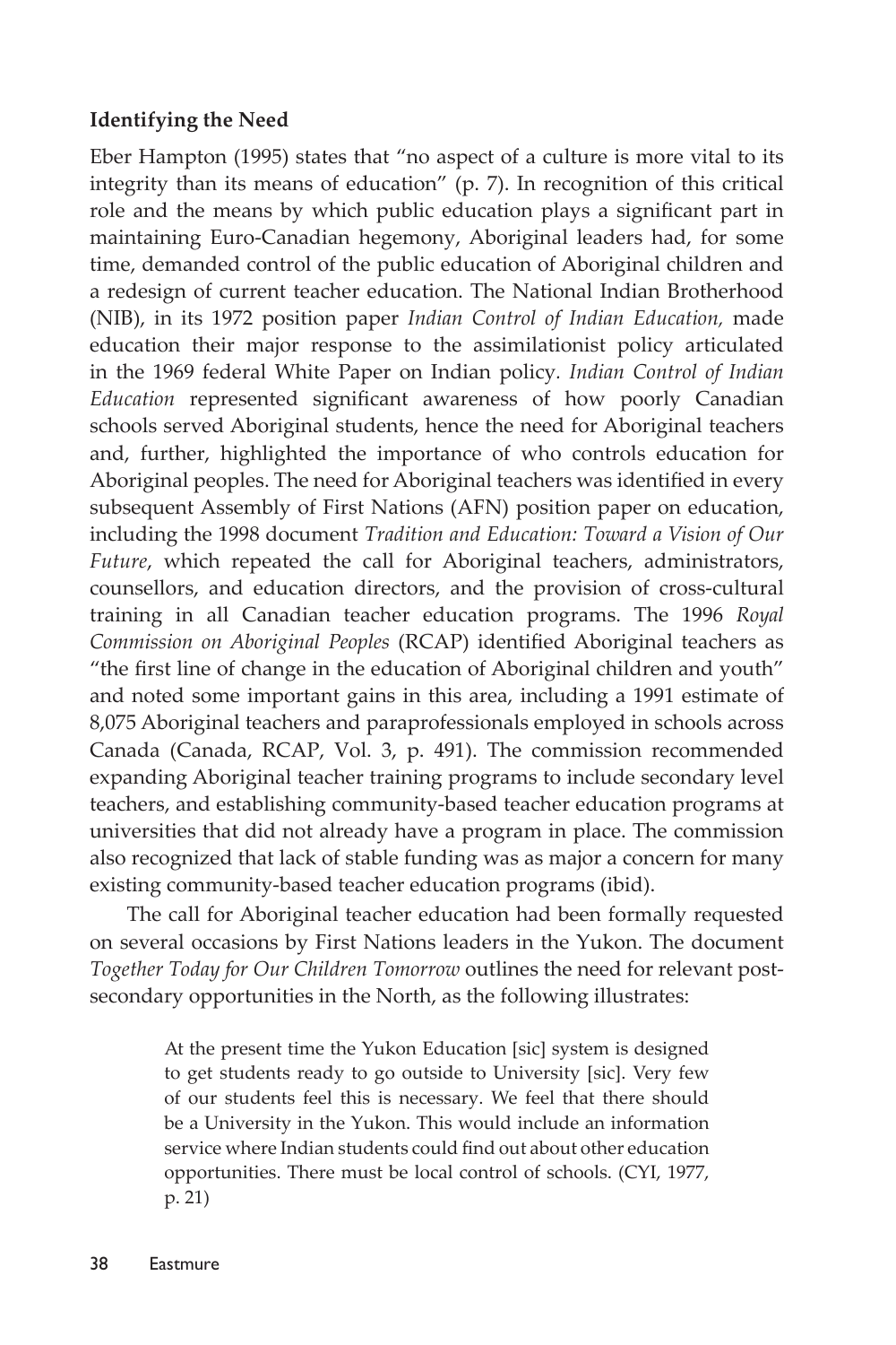### Identifying the Need

Eber Hampton (1995) states that "no aspect of a culture is more vital to its integrity than its means of education" (p. 7). In recognition of this critical role and the means by which public education plays a significant part in maintaining Euro-Canadian hegemony, Aboriginal leaders had, for some time, demanded control of the public education of Aboriginal children and a redesign of current teacher education. The National Indian Brotherhood (NIB), in its 1972 position paper *Indian Control of Indian Education,* made education their major response to the assimilationist policy articulated in the 1969 federal White Paper on Indian policy. *Indian Control of Indian Education* represented significant awareness of how poorly Canadian schools served Aboriginal students, hence the need for Aboriginal teachers and, further, highlighted the importance of who controls education for Aboriginal peoples. The need for Aboriginal teachers was identified in every subsequent Assembly of First Nations (AFN) position paper on education, including the 1998 document *Tradition and Education: Toward a Vision of Our Future*, which repeated the call for Aboriginal teachers, administrators, counsellors, and education directors, and the provision of cross-cultural training in all Canadian teacher education programs. The 1996 *Royal Commission on Aboriginal Peoples* (RCAP) identified Aboriginal teachers as "the first line of change in the education of Aboriginal children and youth" and noted some important gains in this area, including a 1991 estimate of 8,075 Aboriginal teachers and paraprofessionals employed in schools across Canada (Canada, RCAP, Vol. 3, p. 491). The commission recommended expanding Aboriginal teacher training programs to include secondary level teachers, and establishing community-based teacher education programs at universities that did not already have a program in place. The commission also recognized that lack of stable funding was as major a concern for many existing community-based teacher education programs (ibid).

The call for Aboriginal teacher education had been formally requested on several occasions by First Nations leaders in the Yukon. The document *Together Today for Our Children Tomorrow* outlines the need for relevant post-secondary opportunities in the North, as the following illustrates:

> At the present time the Yukon Education [sic] system is designed to get students ready to go outside to University [sic]. Very few of our students feel this is necessary. We feel that there should be a University in the Yukon. This would include an information service where Indian students could find out about other education opportunities. There must be local control of schools. (CYI, 1977, p. 21)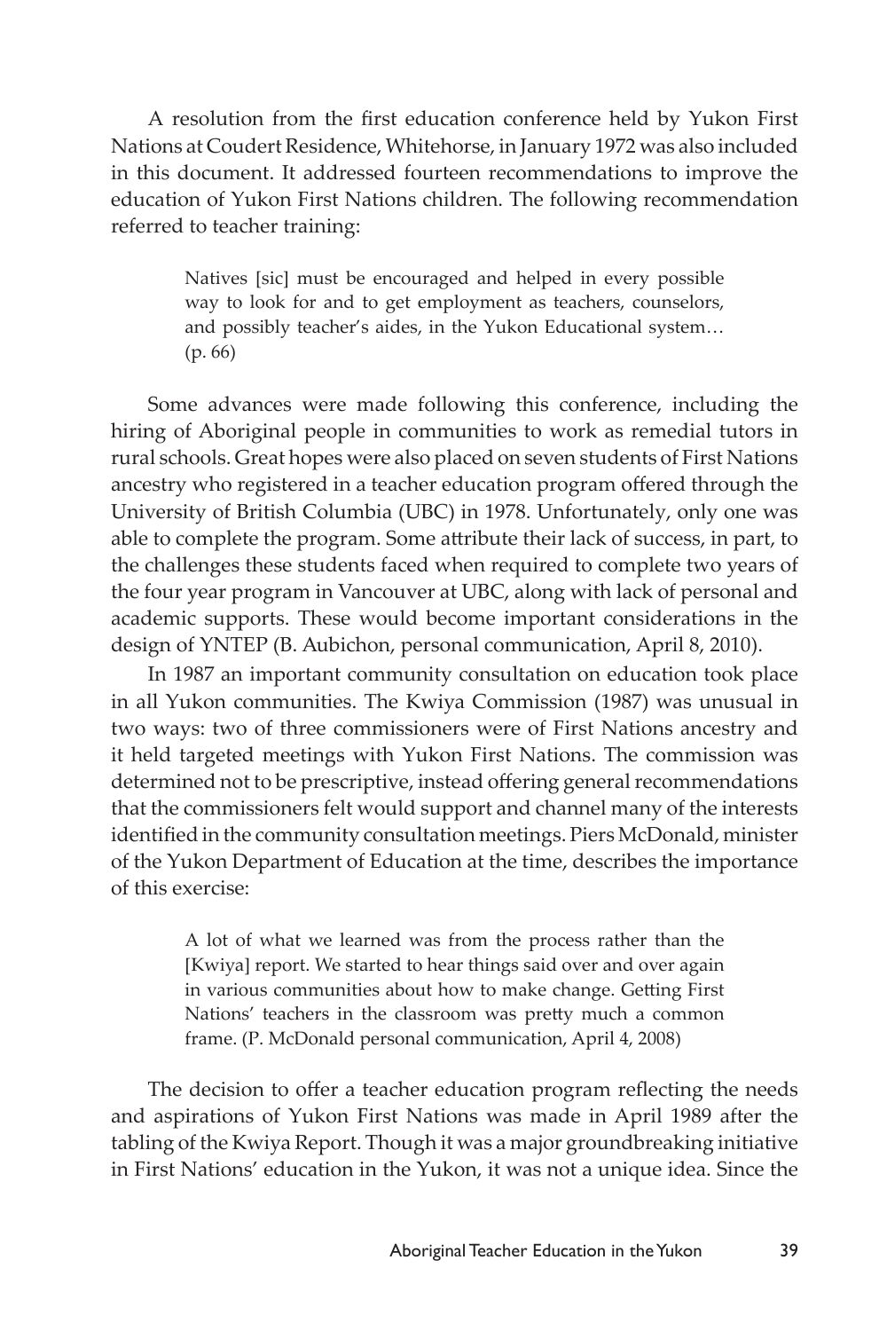A resolution from the first education conference held by Yukon First Nations at Coudert Residence, Whitehorse, in January 1972 was also included in this document. It addressed fourteen recommendations to improve the education of Yukon First Nations children. The following recommendation referred to teacher training:

> Natives [sic] must be encouraged and helped in every possible way to look for and to get employment as teachers, counselors, and possibly teacher's aides, in the Yukon Educational system… (p. 66)

Some advances were made following this conference, including the hiring of Aboriginal people in communities to work as remedial tutors in rural schools. Great hopes were also placed on seven students of First Nations ancestry who registered in a teacher education program offered through the University of British Columbia (UBC) in 1978. Unfortunately, only one was able to complete the program. Some attribute their lack of success, in part, to the challenges these students faced when required to complete two years of the four year program in Vancouver at UBC, along with lack of personal and academic supports. These would become important considerations in the design of YNTEP (B. Aubichon, personal communication, April 8, 2010).

In 1987 an important community consultation on education took place in all Yukon communities. The Kwiya Commission (1987) was unusual in two ways: two of three commissioners were of First Nations ancestry and it held targeted meetings with Yukon First Nations. The commission was determined not to be prescriptive, instead offering general recommendations that the commissioners felt would support and channel many of the interests identified in the community consultation meetings. Piers McDonald, minister of the Yukon Department of Education at the time, describes the importance of this exercise:

> A lot of what we learned was from the process rather than the [Kwiya] report. We started to hear things said over and over again in various communities about how to make change. Getting First Nations' teachers in the classroom was pretty much a common frame. (P. McDonald personal communication, April 4, 2008)

The decision to offer a teacher education program reflecting the needs and aspirations of Yukon First Nations was made in April 1989 after the tabling of the Kwiya Report. Though it was a major groundbreaking initiative in First Nations' education in the Yukon, it was not a unique idea. Since the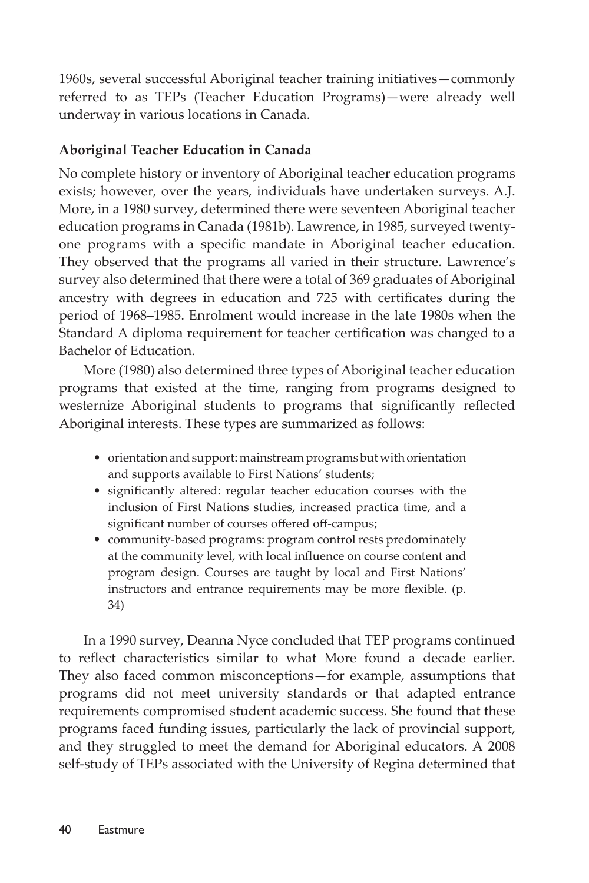1960s, several successful Aboriginal teacher training initiatives—commonly referred to as TEPs (Teacher Education Programs)—were already well underway in various locations in Canada.

**Aboriginal Teacher Education in Canada**

No complete history or inventory of Aboriginal teacher education programs exists; however, over the years, individuals have undertaken surveys. A.J. More, in a 1980 survey, determined there were seventeen Aboriginal teacher education programs in Canada (1981b). Lawrence, in 1985, surveyed twenty-one programs with a specific mandate in Aboriginal teacher education. They observed that the programs all varied in their structure. Lawrence's survey also determined that there were a total of 369 graduates of Aboriginal ancestry with degrees in education and 725 with certificates during the period of 1968–1985. Enrolment would increase in the late 1980s when the Standard A diploma requirement for teacher certification was changed to a Bachelor of Education.

More (1980) also determined three types of Aboriginal teacher education programs that existed at the time, ranging from programs designed to westernize Aboriginal students to programs that significantly reflected Aboriginal interests. These types are summarized as follows:

- orientation and support: mainstream programs but with orientation and supports available to First Nations' students;
- significantly altered: regular teacher education courses with the inclusion of First Nations studies, increased practica time, and a significant number of courses offered off-campus;
- community-based programs: program control rests predominately at the community level, with local influence on course content and program design. Courses are taught by local and First Nations' instructors and entrance requirements may be more flexible. (p. 34)

In a 1990 survey, Deanna Nyce concluded that TEP programs continued to reflect characteristics similar to what More found a decade earlier. They also faced common misconceptions—for example, assumptions that programs did not meet university standards or that adapted entrance requirements compromised student academic success. She found that these programs faced funding issues, particularly the lack of provincial support, and they struggled to meet the demand for Aboriginal educators. A 2008 self-study of TEPs associated with the University of Regina determined that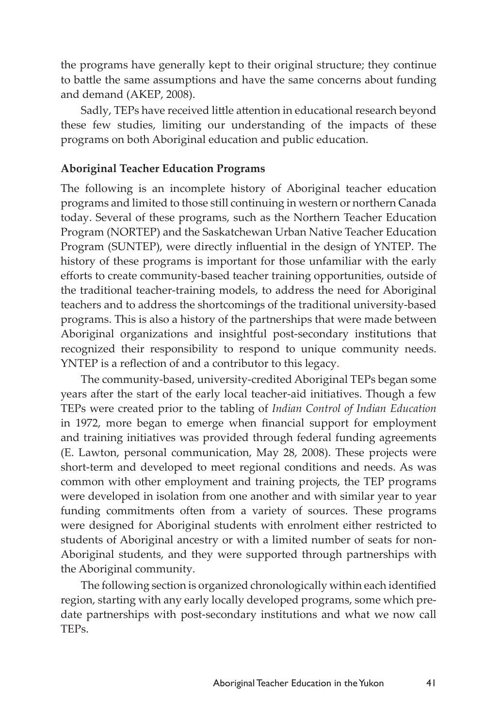the programs have generally kept to their original structure; they continue to battle the same assumptions and have the same concerns about funding and demand (AKEP, 2008).

Sadly, TEPs have received little attention in educational research beyond these few studies, limiting our understanding of the impacts of these programs on both Aboriginal education and public education.

**Aboriginal Teacher Education Programs**

The following is an incomplete history of Aboriginal teacher education programs and limited to those still continuing in western or northern Canada today. Several of these programs, such as the Northern Teacher Education Program (NORTEP) and the Saskatchewan Urban Native Teacher Education Program (SUNTEP), were directly influential in the design of YNTEP. The history of these programs is important for those unfamiliar with the early efforts to create community-based teacher training opportunities, outside of the traditional teacher-training models, to address the need for Aboriginal teachers and to address the shortcomings of the traditional university-based programs. This is also a history of the partnerships that were made between Aboriginal organizations and insightful post-secondary institutions that recognized their responsibility to respond to unique community needs. YNTEP is a reflection of and a contributor to this legacy.

The community-based, university-credited Aboriginal TEPs began some years after the start of the early local teacher-aid initiatives. Though a few TEPs were created prior to the tabling of *Indian Control of Indian Education* in 1972, more began to emerge when financial support for employment and training initiatives was provided through federal funding agreements (E. Lawton, personal communication, May 28, 2008). These projects were short-term and developed to meet regional conditions and needs. As was common with other employment and training projects, the TEP programs were developed in isolation from one another and with similar year to year funding commitments often from a variety of sources. These programs were designed for Aboriginal students with enrolment either restricted to students of Aboriginal ancestry or with a limited number of seats for non-Aboriginal students, and they were supported through partnerships with the Aboriginal community.

The following section is organized chronologically within each identified region, starting with any early locally developed programs, some which pre-date partnerships with post-secondary institutions and what we now call TEPs.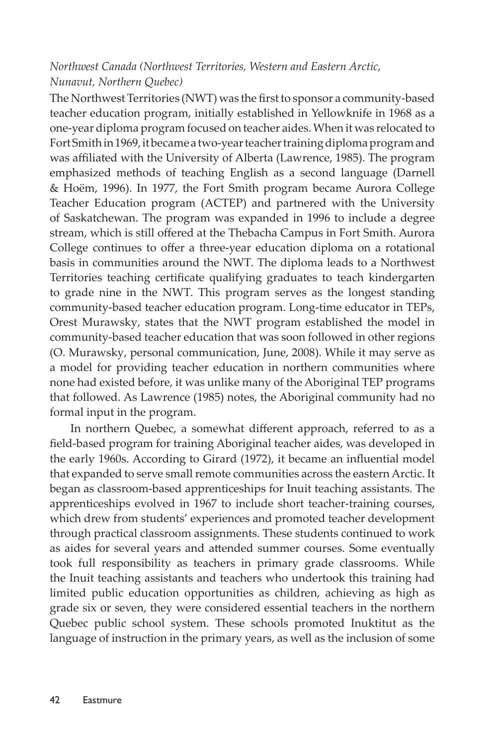*Northwest Canada (Northwest Territories, Western and Eastern Arctic, Nunavut, Northern Quebec)*

The Northwest Territories (NWT) was the first to sponsor a community-based teacher education program, initially established in Yellowknife in 1968 as a one-year diploma program focused on teacher aides. When it was relocated to Fort Smith in 1969, it became a two-year teacher training diploma program and was affiliated with the University of Alberta (Lawrence, 1985). The program emphasized methods of teaching English as a second language (Darnell & Hoëm, 1996). In 1977, the Fort Smith program became Aurora College Teacher Education program (ACTEP) and partnered with the University of Saskatchewan. The program was expanded in 1996 to include a degree stream, which is still offered at the Thebacha Campus in Fort Smith. Aurora College continues to offer a three-year education diploma on a rotational basis in communities around the NWT. The diploma leads to a Northwest Territories teaching certificate qualifying graduates to teach kindergarten to grade nine in the NWT. This program serves as the longest standing community-based teacher education program. Long-time educator in TEPs, Orest Murawsky, states that the NWT program established the model in community-based teacher education that was soon followed in other regions (O. Murawsky, personal communication, June, 2008). While it may serve as a model for providing teacher education in northern communities where none had existed before, it was unlike many of the Aboriginal TEP programs that followed. As Lawrence (1985) notes, the Aboriginal community had no formal input in the program.

In northern Quebec, a somewhat different approach, referred to as a field-based program for training Aboriginal teacher aides, was developed in the early 1960s. According to Girard (1972), it became an influential model that expanded to serve small remote communities across the eastern Arctic. It began as classroom-based apprenticeships for Inuit teaching assistants. The apprenticeships evolved in 1967 to include short teacher-training courses, which drew from students' experiences and promoted teacher development through practical classroom assignments. These students continued to work as aides for several years and attended summer courses. Some eventually took full responsibility as teachers in primary grade classrooms. While the Inuit teaching assistants and teachers who undertook this training had limited public education opportunities as children, achieving as high as grade six or seven, they were considered essential teachers in the northern Quebec public school system. These schools promoted Inuktitut as the language of instruction in the primary years, as well as the inclusion of some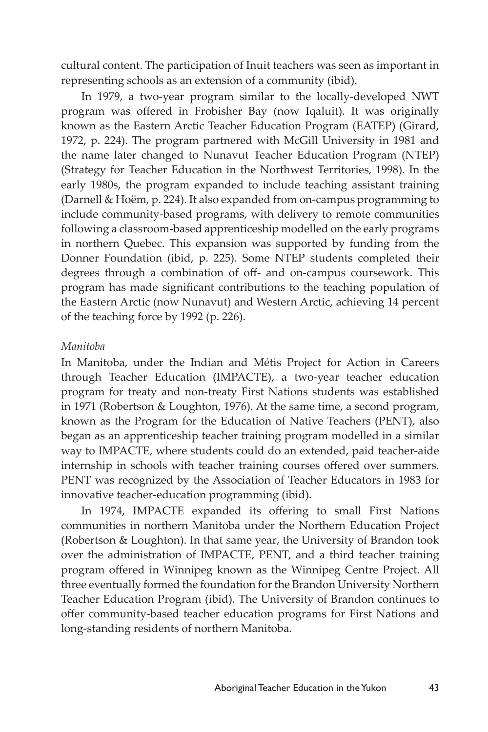cultural content. The participation of Inuit teachers was seen as important in representing schools as an extension of a community (ibid).

In 1979, a two-year program similar to the locally-developed NWT program was offered in Frobisher Bay (now Iqaluit). It was originally known as the Eastern Arctic Teacher Education Program (EATEP) (Girard, 1972, p. 224). The program partnered with McGill University in 1981 and the name later changed to Nunavut Teacher Education Program (NTEP) (Strategy for Teacher Education in the Northwest Territories*,* 1998). In the early 1980s, the program expanded to include teaching assistant training (Darnell & Hoëm, p. 224). It also expanded from on-campus programming to include community-based programs, with delivery to remote communities following a classroom-based apprenticeship modelled on the early programs in northern Quebec. This expansion was supported by funding from the Donner Foundation (ibid, p. 225). Some NTEP students completed their degrees through a combination of off- and on-campus coursework. This program has made significant contributions to the teaching population of the Eastern Arctic (now Nunavut) and Western Arctic, achieving 14 percent of the teaching force by 1992 (p. 226).

### *Manitoba*

In Manitoba, under the Indian and Métis Project for Action in Careers through Teacher Education (IMPACTE), a two-year teacher education program for treaty and non-treaty First Nations students was established in 1971 (Robertson & Loughton, 1976). At the same time, a second program, known as the Program for the Education of Native Teachers (PENT), also began as an apprenticeship teacher training program modelled in a similar way to IMPACTE, where students could do an extended, paid teacher-aide internship in schools with teacher training courses offered over summers. PENT was recognized by the Association of Teacher Educators in 1983 for innovative teacher-education programming (ibid).

In 1974, IMPACTE expanded its offering to small First Nations communities in northern Manitoba under the Northern Education Project (Robertson & Loughton). In that same year, the University of Brandon took over the administration of IMPACTE, PENT, and a third teacher training program offered in Winnipeg known as the Winnipeg Centre Project. All three eventually formed the foundation for the Brandon University Northern Teacher Education Program (ibid). The University of Brandon continues to offer community-based teacher education programs for First Nations and long-standing residents of northern Manitoba.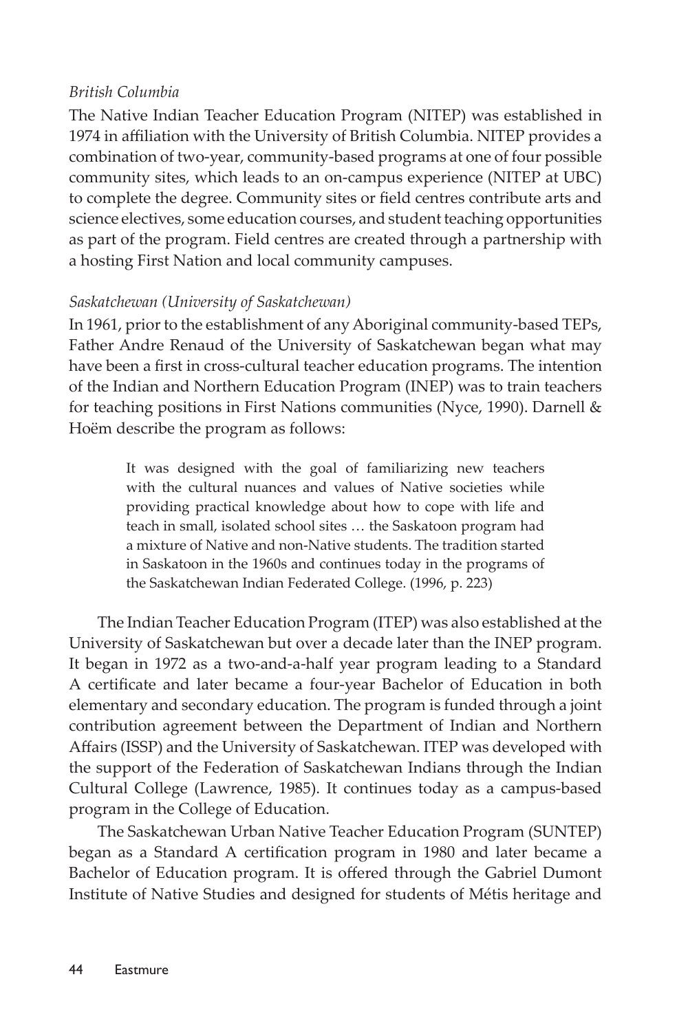*British Columbia*

The Native Indian Teacher Education Program (NITEP) was established in 1974 in affiliation with the University of British Columbia. NITEP provides a combination of two-year, community-based programs at one of four possible community sites, which leads to an on-campus experience (NITEP at UBC) to complete the degree. Community sites or field centres contribute arts and science electives, some education courses, and student teaching opportunities as part of the program. Field centres are created through a partnership with a hosting First Nation and local community campuses.

*Saskatchewan (University of Saskatchewan)*

In 1961, prior to the establishment of any Aboriginal community-based TEPs, Father Andre Renaud of the University of Saskatchewan began what may have been a first in cross-cultural teacher education programs. The intention of the Indian and Northern Education Program (INEP) was to train teachers for teaching positions in First Nations communities (Nyce, 1990). Darnell & Hoëm describe the program as follows:

> It was designed with the goal of familiarizing new teachers with the cultural nuances and values of Native societies while providing practical knowledge about how to cope with life and teach in small, isolated school sites … the Saskatoon program had a mixture of Native and non-Native students. The tradition started in Saskatoon in the 1960s and continues today in the programs of the Saskatchewan Indian Federated College. (1996, p. 223)

The Indian Teacher Education Program (ITEP) was also established at the University of Saskatchewan but over a decade later than the INEP program. It began in 1972 as a two-and-a-half year program leading to a Standard A certificate and later became a four-year Bachelor of Education in both elementary and secondary education. The program is funded through a joint contribution agreement between the Department of Indian and Northern Affairs (ISSP) and the University of Saskatchewan. ITEP was developed with the support of the Federation of Saskatchewan Indians through the Indian Cultural College (Lawrence, 1985). It continues today as a campus-based program in the College of Education.

The Saskatchewan Urban Native Teacher Education Program (SUNTEP) began as a Standard A certification program in 1980 and later became a Bachelor of Education program. It is offered through the Gabriel Dumont Institute of Native Studies and designed for students of Métis heritage and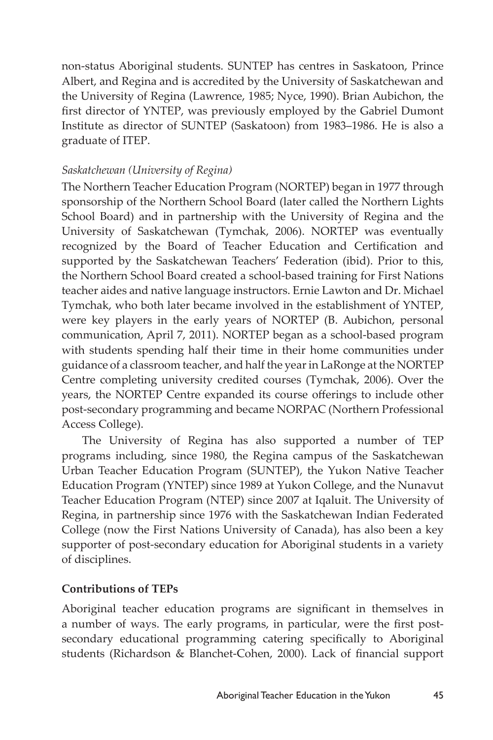non-status Aboriginal students. SUNTEP has centres in Saskatoon, Prince Albert, and Regina and is accredited by the University of Saskatchewan and the University of Regina (Lawrence, 1985; Nyce, 1990). Brian Aubichon, the first director of YNTEP, was previously employed by the Gabriel Dumont Institute as director of SUNTEP (Saskatoon) from 1983–1986. He is also a graduate of ITEP.

*Saskatchewan (University of Regina)*

The Northern Teacher Education Program (NORTEP) began in 1977 through sponsorship of the Northern School Board (later called the Northern Lights School Board) and in partnership with the University of Regina and the University of Saskatchewan (Tymchak, 2006). NORTEP was eventually recognized by the Board of Teacher Education and Certification and supported by the Saskatchewan Teachers' Federation (ibid). Prior to this, the Northern School Board created a school-based training for First Nations teacher aides and native language instructors. Ernie Lawton and Dr. Michael Tymchak, who both later became involved in the establishment of YNTEP, were key players in the early years of NORTEP (B. Aubichon, personal communication, April 7, 2011). NORTEP began as a school-based program with students spending half their time in their home communities under guidance of a classroom teacher, and half the year in LaRonge at the NORTEP Centre completing university credited courses (Tymchak, 2006). Over the years, the NORTEP Centre expanded its course offerings to include other post-secondary programming and became NORPAC (Northern Professional Access College).

The University of Regina has also supported a number of TEP programs including, since 1980, the Regina campus of the Saskatchewan Urban Teacher Education Program (SUNTEP), the Yukon Native Teacher Education Program (YNTEP) since 1989 at Yukon College, and the Nunavut Teacher Education Program (NTEP) since 2007 at Iqaluit. The University of Regina, in partnership since 1976 with the Saskatchewan Indian Federated College (now the First Nations University of Canada), has also been a key supporter of post-secondary education for Aboriginal students in a variety of disciplines.

## Contributions of TEPs

Aboriginal teacher education programs are significant in themselves in a number of ways. The early programs, in particular, were the first post-secondary educational programming catering specifically to Aboriginal students (Richardson & Blanchet-Cohen, 2000). Lack of financial support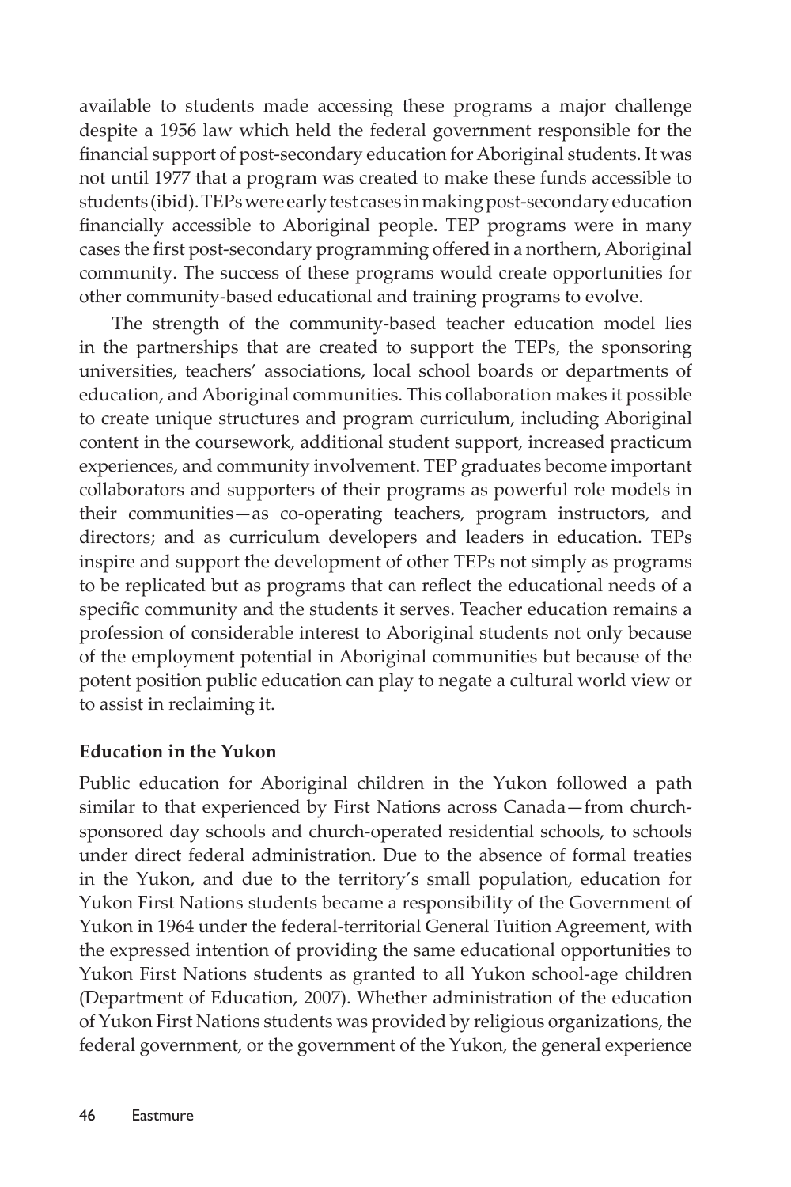available to students made accessing these programs a major challenge despite a 1956 law which held the federal government responsible for the financial support of post-secondary education for Aboriginal students. It was not until 1977 that a program was created to make these funds accessible to students (ibid). TEPs were early test cases in making post-secondary education financially accessible to Aboriginal people. TEP programs were in many cases the first post-secondary programming offered in a northern, Aboriginal community. The success of these programs would create opportunities for other community-based educational and training programs to evolve.

The strength of the community-based teacher education model lies in the partnerships that are created to support the TEPs, the sponsoring universities, teachers' associations, local school boards or departments of education, and Aboriginal communities. This collaboration makes it possible to create unique structures and program curriculum, including Aboriginal content in the coursework, additional student support, increased practicum experiences, and community involvement. TEP graduates become important collaborators and supporters of their programs as powerful role models in their communities—as co-operating teachers, program instructors, and directors; and as curriculum developers and leaders in education. TEPs inspire and support the development of other TEPs not simply as programs to be replicated but as programs that can reflect the educational needs of a specific community and the students it serves. Teacher education remains a profession of considerable interest to Aboriginal students not only because of the employment potential in Aboriginal communities but because of the potent position public education can play to negate a cultural world view or to assist in reclaiming it.

**Education in the Yukon**

Public education for Aboriginal children in the Yukon followed a path similar to that experienced by First Nations across Canada—from church-sponsored day schools and church-operated residential schools, to schools under direct federal administration. Due to the absence of formal treaties in the Yukon, and due to the territory's small population, education for Yukon First Nations students became a responsibility of the Government of Yukon in 1964 under the federal-territorial General Tuition Agreement, with the expressed intention of providing the same educational opportunities to Yukon First Nations students as granted to all Yukon school-age children (Department of Education, 2007). Whether administration of the education of Yukon First Nations students was provided by religious organizations, the federal government, or the government of the Yukon, the general experience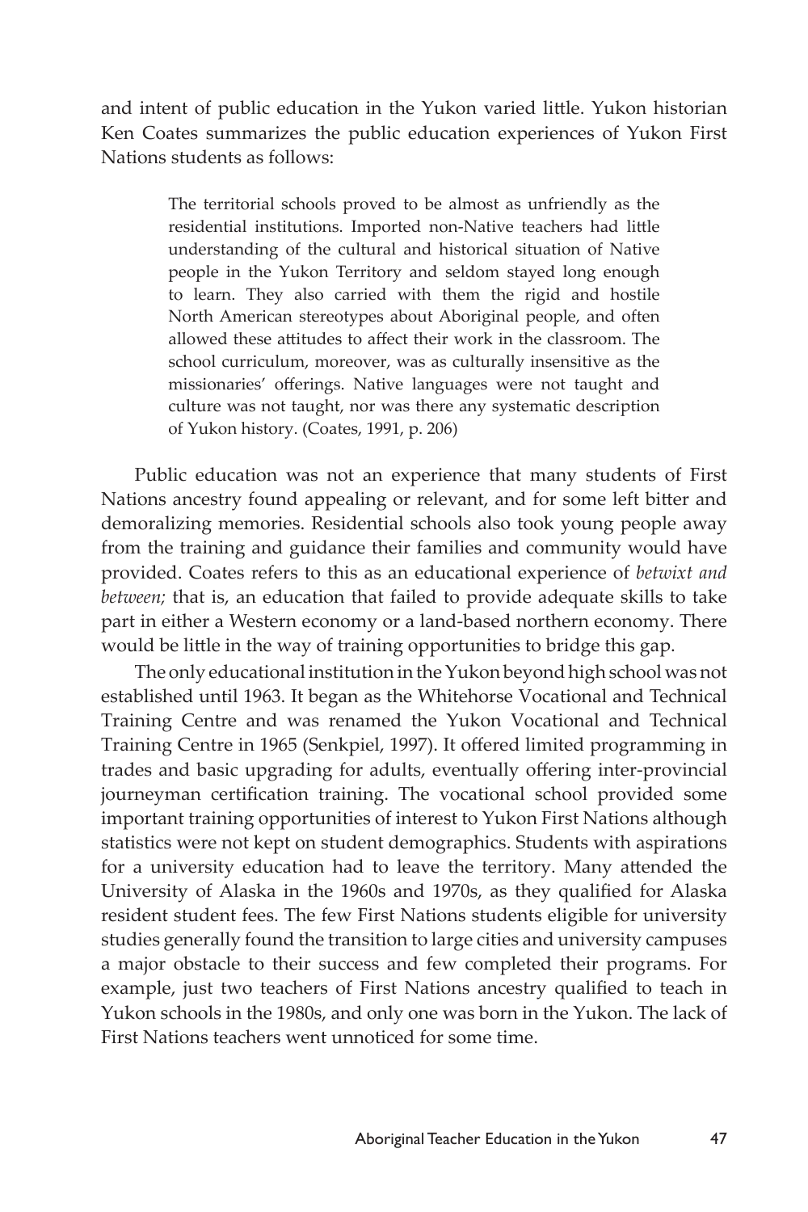and intent of public education in the Yukon varied little. Yukon historian Ken Coates summarizes the public education experiences of Yukon First Nations students as follows:

> The territorial schools proved to be almost as unfriendly as the residential institutions. Imported non-Native teachers had little understanding of the cultural and historical situation of Native people in the Yukon Territory and seldom stayed long enough to learn. They also carried with them the rigid and hostile North American stereotypes about Aboriginal people, and often allowed these attitudes to affect their work in the classroom. The school curriculum, moreover, was as culturally insensitive as the missionaries' offerings. Native languages were not taught and culture was not taught, nor was there any systematic description of Yukon history. (Coates, 1991, p. 206)

Public education was not an experience that many students of First Nations ancestry found appealing or relevant, and for some left bitter and demoralizing memories. Residential schools also took young people away from the training and guidance their families and community would have provided. Coates refers to this as an educational experience of *betwixt and between;* that is, an education that failed to provide adequate skills to take part in either a Western economy or a land-based northern economy. There would be little in the way of training opportunities to bridge this gap.

The only educational institution in the Yukon beyond high school was not established until 1963. It began as the Whitehorse Vocational and Technical Training Centre and was renamed the Yukon Vocational and Technical Training Centre in 1965 (Senkpiel, 1997). It offered limited programming in trades and basic upgrading for adults, eventually offering inter-provincial journeyman certification training. The vocational school provided some important training opportunities of interest to Yukon First Nations although statistics were not kept on student demographics. Students with aspirations for a university education had to leave the territory. Many attended the University of Alaska in the 1960s and 1970s, as they qualified for Alaska resident student fees. The few First Nations students eligible for university studies generally found the transition to large cities and university campuses a major obstacle to their success and few completed their programs. For example, just two teachers of First Nations ancestry qualified to teach in Yukon schools in the 1980s, and only one was born in the Yukon. The lack of First Nations teachers went unnoticed for some time.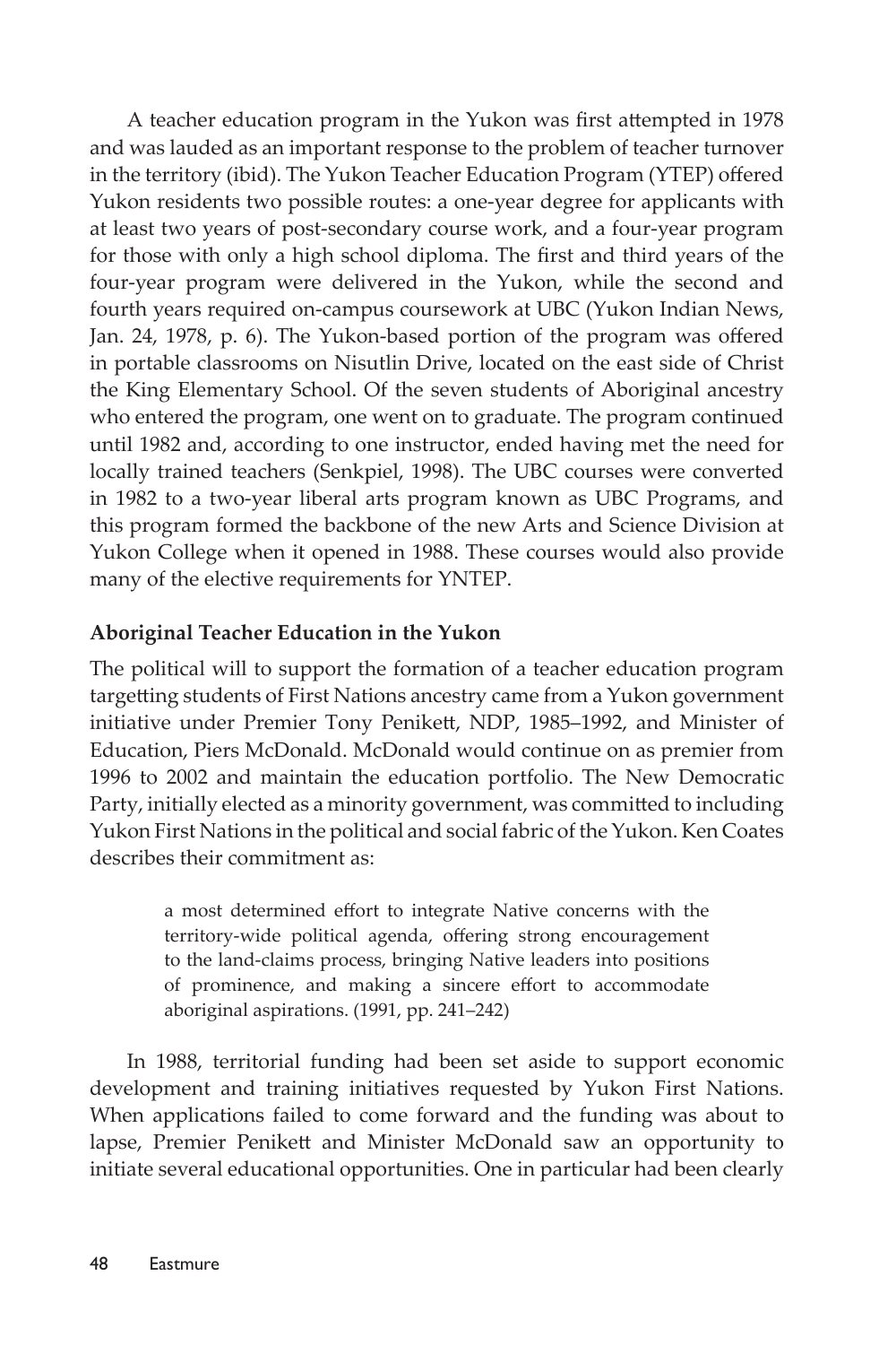A teacher education program in the Yukon was first attempted in 1978 and was lauded as an important response to the problem of teacher turnover in the territory (ibid). The Yukon Teacher Education Program (YTEP) offered Yukon residents two possible routes: a one-year degree for applicants with at least two years of post-secondary course work, and a four-year program for those with only a high school diploma. The first and third years of the four-year program were delivered in the Yukon, while the second and fourth years required on-campus coursework at UBC (Yukon Indian News, Jan. 24, 1978, p. 6). The Yukon-based portion of the program was offered in portable classrooms on Nisutlin Drive, located on the east side of Christ the King Elementary School. Of the seven students of Aboriginal ancestry who entered the program, one went on to graduate. The program continued until 1982 and, according to one instructor, ended having met the need for locally trained teachers (Senkpiel, 1998). The UBC courses were converted in 1982 to a two-year liberal arts program known as UBC Programs, and this program formed the backbone of the new Arts and Science Division at Yukon College when it opened in 1988. These courses would also provide many of the elective requirements for YNTEP.

**Aboriginal Teacher Education in the Yukon**

The political will to support the formation of a teacher education program targetting students of First Nations ancestry came from a Yukon government initiative under Premier Tony Penikett, NDP, 1985–1992, and Minister of Education, Piers McDonald. McDonald would continue on as premier from 1996 to 2002 and maintain the education portfolio. The New Democratic Party, initially elected as a minority government, was committed to including Yukon First Nations in the political and social fabric of the Yukon. Ken Coates describes their commitment as:

> a most determined effort to integrate Native concerns with the territory-wide political agenda, offering strong encouragement to the land-claims process, bringing Native leaders into positions of prominence, and making a sincere effort to accommodate aboriginal aspirations. (1991, pp. 241–242)

In 1988, territorial funding had been set aside to support economic development and training initiatives requested by Yukon First Nations. When applications failed to come forward and the funding was about to lapse, Premier Penikett and Minister McDonald saw an opportunity to initiate several educational opportunities. One in particular had been clearly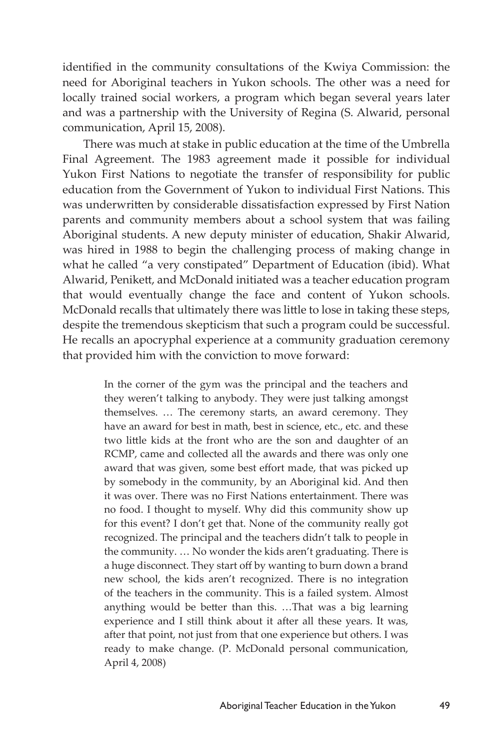identified in the community consultations of the Kwiya Commission: the need for Aboriginal teachers in Yukon schools. The other was a need for locally trained social workers, a program which began several years later and was a partnership with the University of Regina (S. Alwarid, personal communication, April 15, 2008).

There was much at stake in public education at the time of the Umbrella Final Agreement. The 1983 agreement made it possible for individual Yukon First Nations to negotiate the transfer of responsibility for public education from the Government of Yukon to individual First Nations. This was underwritten by considerable dissatisfaction expressed by First Nation parents and community members about a school system that was failing Aboriginal students. A new deputy minister of education, Shakir Alwarid, was hired in 1988 to begin the challenging process of making change in what he called "a very constipated" Department of Education (ibid). What Alwarid, Penikett, and McDonald initiated was a teacher education program that would eventually change the face and content of Yukon schools. McDonald recalls that ultimately there was little to lose in taking these steps, despite the tremendous skepticism that such a program could be successful. He recalls an apocryphal experience at a community graduation ceremony that provided him with the conviction to move forward:

> In the corner of the gym was the principal and the teachers and they weren't talking to anybody. They were just talking amongst themselves. … The ceremony starts, an award ceremony. They have an award for best in math, best in science, etc., etc. and these two little kids at the front who are the son and daughter of an RCMP, came and collected all the awards and there was only one award that was given, some best effort made, that was picked up by somebody in the community, by an Aboriginal kid. And then it was over. There was no First Nations entertainment. There was no food. I thought to myself. Why did this community show up for this event? I don't get that. None of the community really got recognized. The principal and the teachers didn't talk to people in the community. … No wonder the kids aren't graduating. There is a huge disconnect. They start off by wanting to burn down a brand new school, the kids aren't recognized. There is no integration of the teachers in the community. This is a failed system. Almost anything would be better than this. …That was a big learning experience and I still think about it after all these years. It was, after that point, not just from that one experience but others. I was ready to make change. (P. McDonald personal communication, April 4, 2008)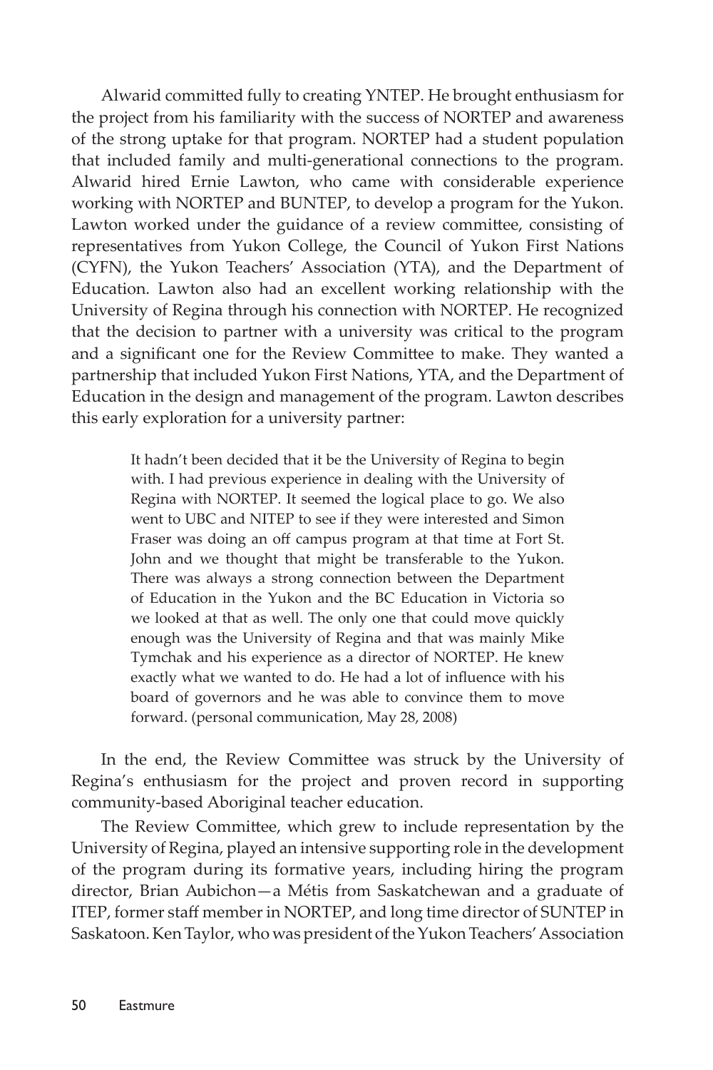Alwarid committed fully to creating YNTEP. He brought enthusiasm for the project from his familiarity with the success of NORTEP and awareness of the strong uptake for that program. NORTEP had a student population that included family and multi-generational connections to the program. Alwarid hired Ernie Lawton, who came with considerable experience working with NORTEP and BUNTEP, to develop a program for the Yukon. Lawton worked under the guidance of a review committee, consisting of representatives from Yukon College, the Council of Yukon First Nations (CYFN), the Yukon Teachers' Association (YTA), and the Department of Education. Lawton also had an excellent working relationship with the University of Regina through his connection with NORTEP. He recognized that the decision to partner with a university was critical to the program and a significant one for the Review Committee to make. They wanted a partnership that included Yukon First Nations, YTA, and the Department of Education in the design and management of the program. Lawton describes this early exploration for a university partner:

> It hadn't been decided that it be the University of Regina to begin with. I had previous experience in dealing with the University of Regina with NORTEP. It seemed the logical place to go. We also went to UBC and NITEP to see if they were interested and Simon Fraser was doing an off campus program at that time at Fort St. John and we thought that might be transferable to the Yukon. There was always a strong connection between the Department of Education in the Yukon and the BC Education in Victoria so we looked at that as well. The only one that could move quickly enough was the University of Regina and that was mainly Mike Tymchak and his experience as a director of NORTEP. He knew exactly what we wanted to do. He had a lot of influence with his board of governors and he was able to convince them to move forward. (personal communication, May 28, 2008)

In the end, the Review Committee was struck by the University of Regina's enthusiasm for the project and proven record in supporting community-based Aboriginal teacher education.

The Review Committee, which grew to include representation by the University of Regina, played an intensive supporting role in the development of the program during its formative years, including hiring the program director, Brian Aubichon—a Métis from Saskatchewan and a graduate of ITEP, former staff member in NORTEP, and long time director of SUNTEP in Saskatoon. Ken Taylor, who was president of the Yukon Teachers' Association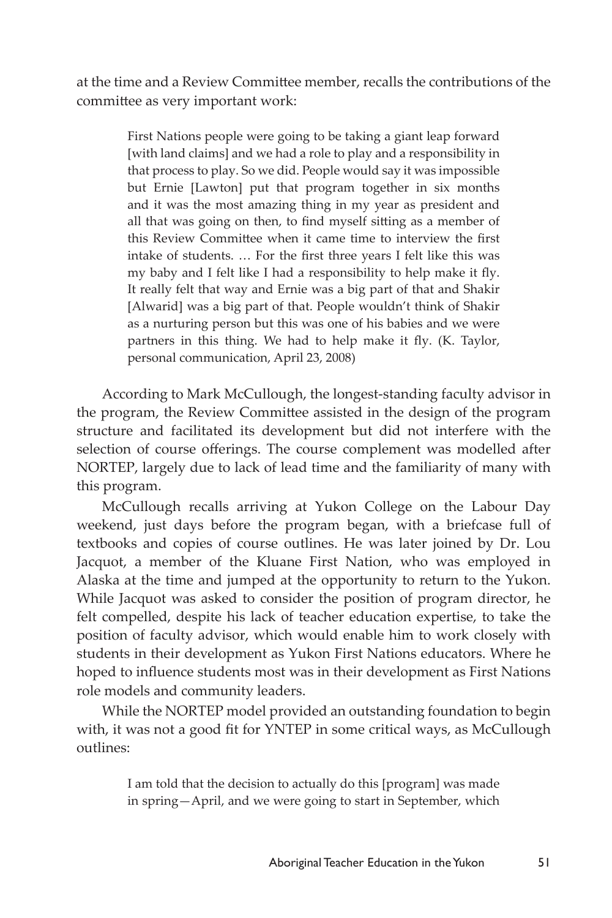at the time and a Review Committee member, recalls the contributions of the committee as very important work:

> First Nations people were going to be taking a giant leap forward [with land claims] and we had a role to play and a responsibility in that process to play. So we did. People would say it was impossible but Ernie [Lawton] put that program together in six months and it was the most amazing thing in my year as president and all that was going on then, to find myself sitting as a member of this Review Committee when it came time to interview the first intake of students. … For the first three years I felt like this was my baby and I felt like I had a responsibility to help make it fly. It really felt that way and Ernie was a big part of that and Shakir [Alwarid] was a big part of that. People wouldn't think of Shakir as a nurturing person but this was one of his babies and we were partners in this thing. We had to help make it fly. (K. Taylor, personal communication, April 23, 2008)

According to Mark McCullough, the longest-standing faculty advisor in the program, the Review Committee assisted in the design of the program structure and facilitated its development but did not interfere with the selection of course offerings. The course complement was modelled after NORTEP, largely due to lack of lead time and the familiarity of many with this program.

McCullough recalls arriving at Yukon College on the Labour Day weekend, just days before the program began, with a briefcase full of textbooks and copies of course outlines. He was later joined by Dr. Lou Jacquot, a member of the Kluane First Nation, who was employed in Alaska at the time and jumped at the opportunity to return to the Yukon. While Jacquot was asked to consider the position of program director, he felt compelled, despite his lack of teacher education expertise, to take the position of faculty advisor, which would enable him to work closely with students in their development as Yukon First Nations educators. Where he hoped to influence students most was in their development as First Nations role models and community leaders.

While the NORTEP model provided an outstanding foundation to begin with, it was not a good fit for YNTEP in some critical ways, as McCullough outlines:

> I am told that the decision to actually do this [program] was made in spring—April, and we were going to start in September, which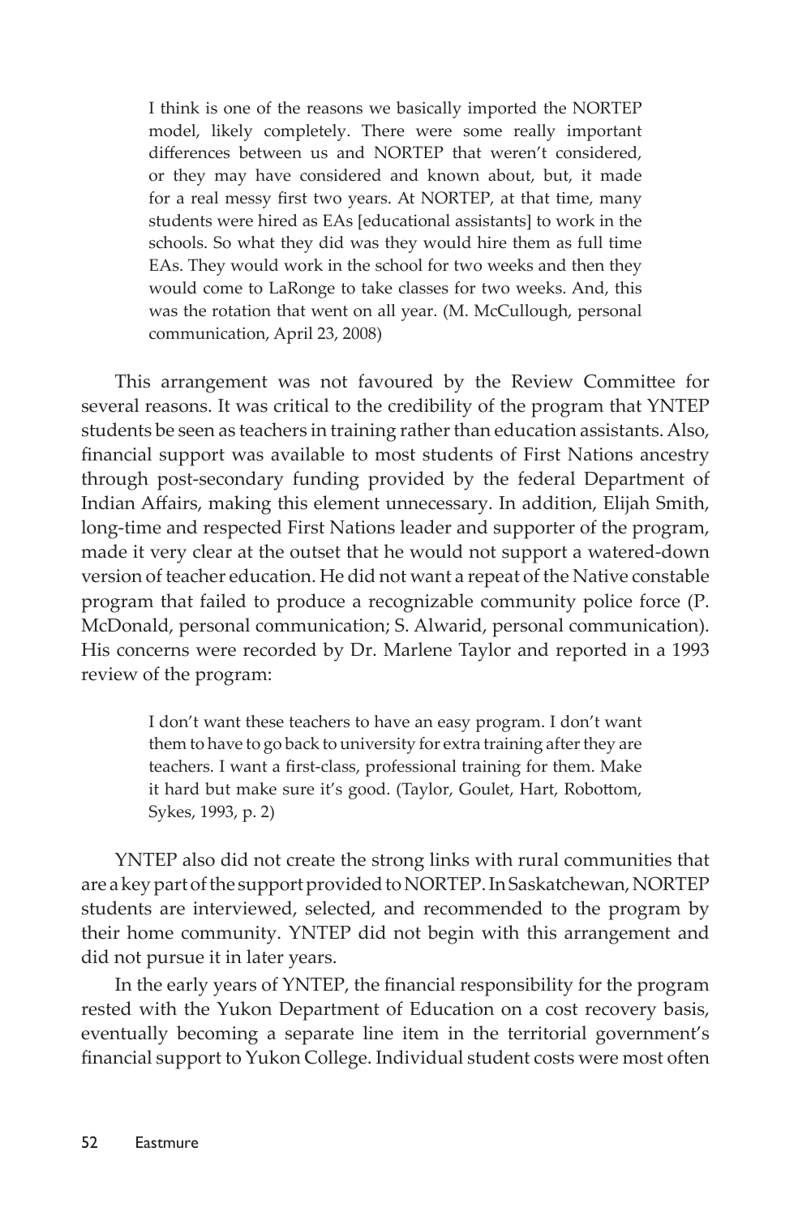> I think is one of the reasons we basically imported the NORTEP model, likely completely. There were some really important differences between us and NORTEP that weren't considered, or they may have considered and known about, but, it made for a real messy first two years. At NORTEP, at that time, many students were hired as EAs [educational assistants] to work in the schools. So what they did was they would hire them as full time EAs. They would work in the school for two weeks and then they would come to LaRonge to take classes for two weeks. And, this was the rotation that went on all year. (M. McCullough, personal communication, April 23, 2008)

This arrangement was not favoured by the Review Committee for several reasons. It was critical to the credibility of the program that YNTEP students be seen as teachers in training rather than education assistants. Also, financial support was available to most students of First Nations ancestry through post-secondary funding provided by the federal Department of Indian Affairs, making this element unnecessary. In addition, Elijah Smith, long-time and respected First Nations leader and supporter of the program, made it very clear at the outset that he would not support a watered-down version of teacher education. He did not want a repeat of the Native constable program that failed to produce a recognizable community police force (P. McDonald, personal communication; S. Alwarid, personal communication). His concerns were recorded by Dr. Marlene Taylor and reported in a 1993 review of the program:

> I don't want these teachers to have an easy program. I don't want them to have to go back to university for extra training after they are teachers. I want a first-class, professional training for them. Make it hard but make sure it's good. (Taylor, Goulet, Hart, Robottom, Sykes, 1993, p. 2)

YNTEP also did not create the strong links with rural communities that are a key part of the support provided to NORTEP. In Saskatchewan, NORTEP students are interviewed, selected, and recommended to the program by their home community. YNTEP did not begin with this arrangement and did not pursue it in later years.

In the early years of YNTEP, the financial responsibility for the program rested with the Yukon Department of Education on a cost recovery basis, eventually becoming a separate line item in the territorial government's financial support to Yukon College. Individual student costs were most often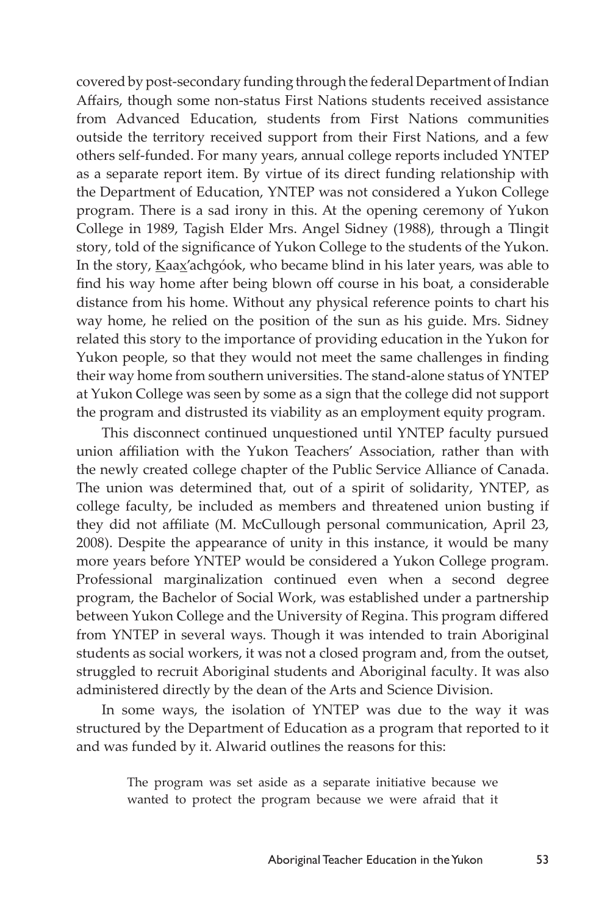covered by post-secondary funding through the federal Department of Indian Affairs, though some non-status First Nations students received assistance from Advanced Education, students from First Nations communities outside the territory received support from their First Nations, and a few others self-funded. For many years, annual college reports included YNTEP as a separate report item. By virtue of its direct funding relationship with the Department of Education, YNTEP was not considered a Yukon College program. There is a sad irony in this. At the opening ceremony of Yukon College in 1989, Tagish Elder Mrs. Angel Sidney (1988), through a Tlingit story, told of the significance of Yukon College to the students of the Yukon. In the story, K̲aax̲'achgóok, who became blind in his later years, was able to find his way home after being blown off course in his boat, a considerable distance from his home. Without any physical reference points to chart his way home, he relied on the position of the sun as his guide. Mrs. Sidney related this story to the importance of providing education in the Yukon for Yukon people, so that they would not meet the same challenges in finding their way home from southern universities. The stand-alone status of YNTEP at Yukon College was seen by some as a sign that the college did not support the program and distrusted its viability as an employment equity program.

This disconnect continued unquestioned until YNTEP faculty pursued union affiliation with the Yukon Teachers' Association, rather than with the newly created college chapter of the Public Service Alliance of Canada. The union was determined that, out of a spirit of solidarity, YNTEP, as college faculty, be included as members and threatened union busting if they did not affiliate (M. McCullough personal communication, April 23, 2008). Despite the appearance of unity in this instance, it would be many more years before YNTEP would be considered a Yukon College program. Professional marginalization continued even when a second degree program, the Bachelor of Social Work, was established under a partnership between Yukon College and the University of Regina. This program differed from YNTEP in several ways. Though it was intended to train Aboriginal students as social workers, it was not a closed program and, from the outset, struggled to recruit Aboriginal students and Aboriginal faculty. It was also administered directly by the dean of the Arts and Science Division.

In some ways, the isolation of YNTEP was due to the way it was structured by the Department of Education as a program that reported to it and was funded by it. Alwarid outlines the reasons for this:

> The program was set aside as a separate initiative because we wanted to protect the program because we were afraid that it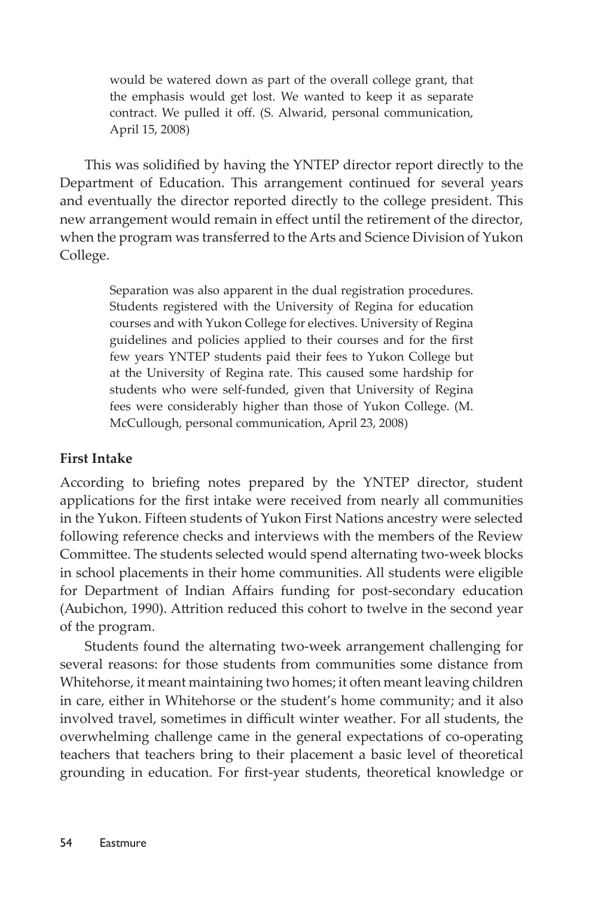> would be watered down as part of the overall college grant, that the emphasis would get lost. We wanted to keep it as separate contract. We pulled it off. (S. Alwarid, personal communication, April 15, 2008)

This was solidified by having the YNTEP director report directly to the Department of Education. This arrangement continued for several years and eventually the director reported directly to the college president. This new arrangement would remain in effect until the retirement of the director, when the program was transferred to the Arts and Science Division of Yukon College.

> Separation was also apparent in the dual registration procedures. Students registered with the University of Regina for education courses and with Yukon College for electives. University of Regina guidelines and policies applied to their courses and for the first few years YNTEP students paid their fees to Yukon College but at the University of Regina rate. This caused some hardship for students who were self-funded, given that University of Regina fees were considerably higher than those of Yukon College. (M. McCullough, personal communication, April 23, 2008)

**First Intake**

According to briefing notes prepared by the YNTEP director, student applications for the first intake were received from nearly all communities in the Yukon. Fifteen students of Yukon First Nations ancestry were selected following reference checks and interviews with the members of the Review Committee. The students selected would spend alternating two-week blocks in school placements in their home communities. All students were eligible for Department of Indian Affairs funding for post-secondary education (Aubichon, 1990). Attrition reduced this cohort to twelve in the second year of the program.

Students found the alternating two-week arrangement challenging for several reasons: for those students from communities some distance from Whitehorse, it meant maintaining two homes; it often meant leaving children in care, either in Whitehorse or the student's home community; and it also involved travel, sometimes in difficult winter weather. For all students, the overwhelming challenge came in the general expectations of co-operating teachers that teachers bring to their placement a basic level of theoretical grounding in education. For first-year students, theoretical knowledge or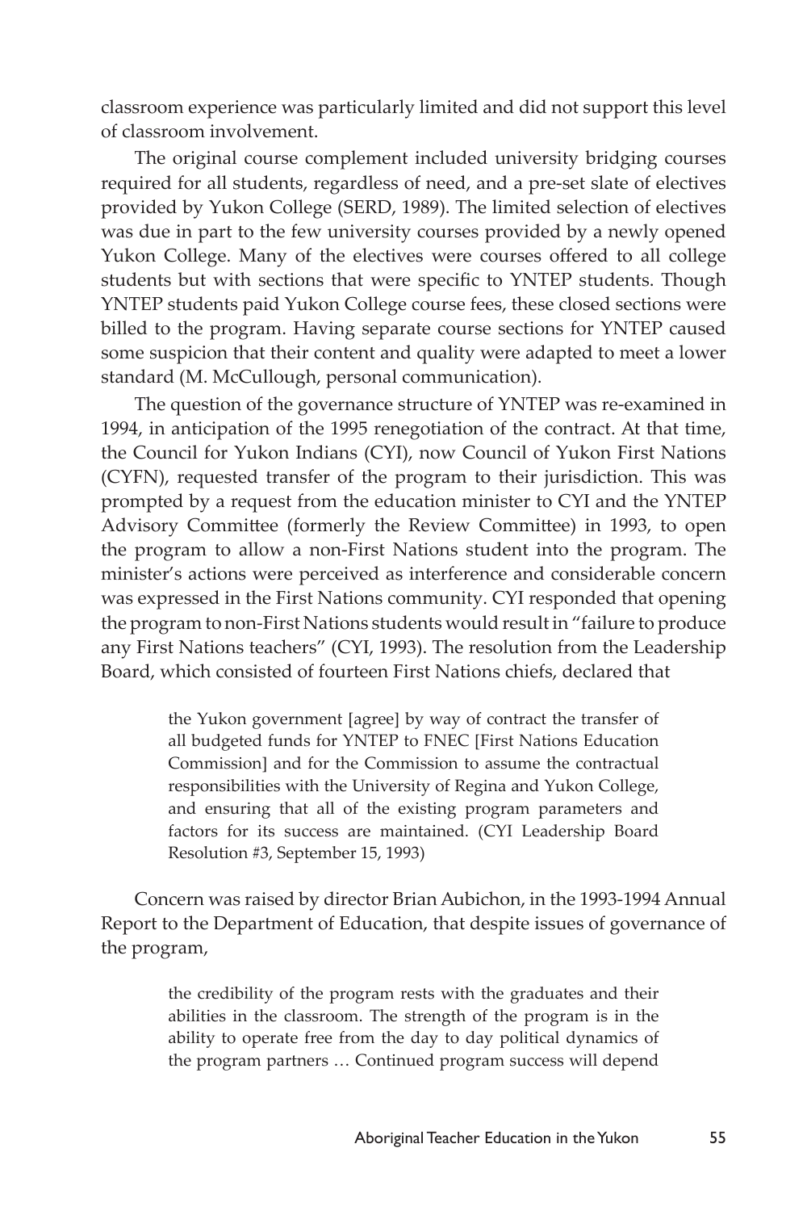classroom experience was particularly limited and did not support this level of classroom involvement.

The original course complement included university bridging courses required for all students, regardless of need, and a pre-set slate of electives provided by Yukon College (SERD, 1989). The limited selection of electives was due in part to the few university courses provided by a newly opened Yukon College. Many of the electives were courses offered to all college students but with sections that were specific to YNTEP students. Though YNTEP students paid Yukon College course fees, these closed sections were billed to the program. Having separate course sections for YNTEP caused some suspicion that their content and quality were adapted to meet a lower standard (M. McCullough, personal communication).

The question of the governance structure of YNTEP was re-examined in 1994, in anticipation of the 1995 renegotiation of the contract. At that time, the Council for Yukon Indians (CYI), now Council of Yukon First Nations (CYFN), requested transfer of the program to their jurisdiction. This was prompted by a request from the education minister to CYI and the YNTEP Advisory Committee (formerly the Review Committee) in 1993, to open the program to allow a non-First Nations student into the program. The minister's actions were perceived as interference and considerable concern was expressed in the First Nations community. CYI responded that opening the program to non-First Nations students would result in "failure to produce any First Nations teachers" (CYI, 1993). The resolution from the Leadership Board, which consisted of fourteen First Nations chiefs, declared that

> the Yukon government [agree] by way of contract the transfer of all budgeted funds for YNTEP to FNEC [First Nations Education Commission] and for the Commission to assume the contractual responsibilities with the University of Regina and Yukon College, and ensuring that all of the existing program parameters and factors for its success are maintained. (CYI Leadership Board Resolution #3, September 15, 1993)

Concern was raised by director Brian Aubichon, in the 1993-1994 Annual Report to the Department of Education, that despite issues of governance of the program,

> the credibility of the program rests with the graduates and their abilities in the classroom. The strength of the program is in the ability to operate free from the day to day political dynamics of the program partners … Continued program success will depend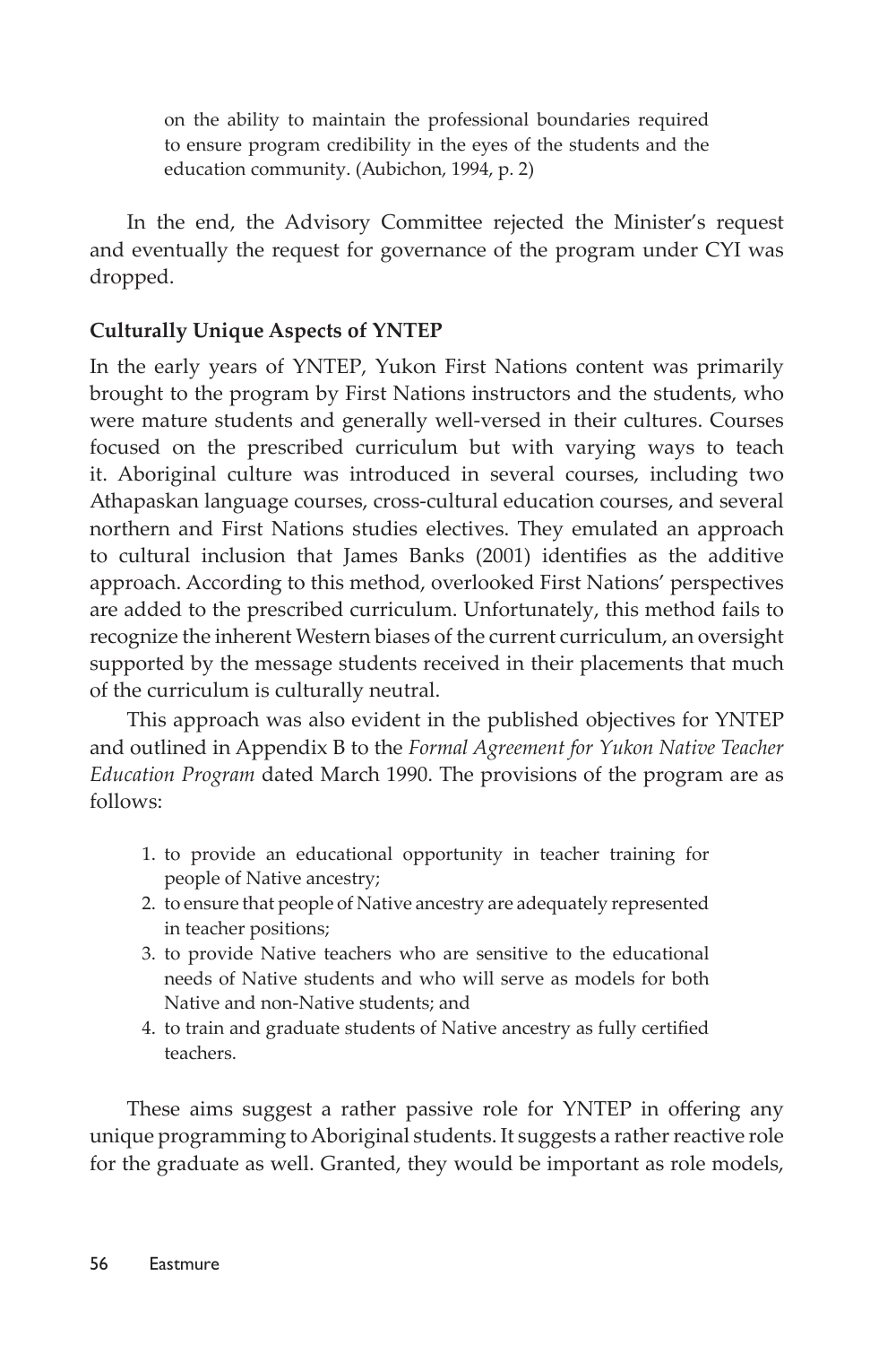> on the ability to maintain the professional boundaries required to ensure program credibility in the eyes of the students and the education community. (Aubichon, 1994, p. 2)

In the end, the Advisory Committee rejected the Minister's request and eventually the request for governance of the program under CYI was dropped.

**Culturally Unique Aspects of YNTEP**

In the early years of YNTEP, Yukon First Nations content was primarily brought to the program by First Nations instructors and the students, who were mature students and generally well-versed in their cultures. Courses focused on the prescribed curriculum but with varying ways to teach it. Aboriginal culture was introduced in several courses, including two Athapaskan language courses, cross-cultural education courses, and several northern and First Nations studies electives. They emulated an approach to cultural inclusion that James Banks (2001) identifies as the additive approach. According to this method, overlooked First Nations' perspectives are added to the prescribed curriculum. Unfortunately, this method fails to recognize the inherent Western biases of the current curriculum, an oversight supported by the message students received in their placements that much of the curriculum is culturally neutral.

This approach was also evident in the published objectives for YNTEP and outlined in Appendix B to the *Formal Agreement for Yukon Native Teacher Education Program* dated March 1990. The provisions of the program are as follows:

1. to provide an educational opportunity in teacher training for people of Native ancestry;
2. to ensure that people of Native ancestry are adequately represented in teacher positions;
3. to provide Native teachers who are sensitive to the educational needs of Native students and who will serve as models for both Native and non-Native students; and
4. to train and graduate students of Native ancestry as fully certified teachers.

These aims suggest a rather passive role for YNTEP in offering any unique programming to Aboriginal students. It suggests a rather reactive role for the graduate as well. Granted, they would be important as role models,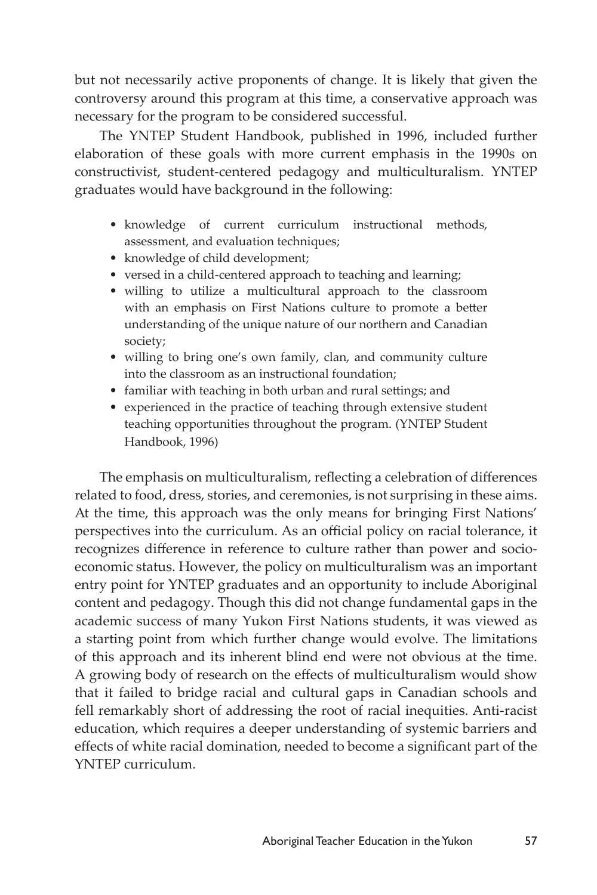but not necessarily active proponents of change. It is likely that given the controversy around this program at this time, a conservative approach was necessary for the program to be considered successful.

The YNTEP Student Handbook, published in 1996, included further elaboration of these goals with more current emphasis in the 1990s on constructivist, student-centered pedagogy and multiculturalism. YNTEP graduates would have background in the following:

- knowledge of current curriculum instructional methods, assessment, and evaluation techniques;
- knowledge of child development;
- versed in a child-centered approach to teaching and learning;
- willing to utilize a multicultural approach to the classroom with an emphasis on First Nations culture to promote a better understanding of the unique nature of our northern and Canadian society;
- willing to bring one's own family, clan, and community culture into the classroom as an instructional foundation;
- familiar with teaching in both urban and rural settings; and
- experienced in the practice of teaching through extensive student teaching opportunities throughout the program. (YNTEP Student Handbook, 1996)

The emphasis on multiculturalism, reflecting a celebration of differences related to food, dress, stories, and ceremonies, is not surprising in these aims. At the time, this approach was the only means for bringing First Nations' perspectives into the curriculum. As an official policy on racial tolerance, it recognizes difference in reference to culture rather than power and socio-economic status. However, the policy on multiculturalism was an important entry point for YNTEP graduates and an opportunity to include Aboriginal content and pedagogy. Though this did not change fundamental gaps in the academic success of many Yukon First Nations students, it was viewed as a starting point from which further change would evolve. The limitations of this approach and its inherent blind end were not obvious at the time. A growing body of research on the effects of multiculturalism would show that it failed to bridge racial and cultural gaps in Canadian schools and fell remarkably short of addressing the root of racial inequities. Anti-racist education, which requires a deeper understanding of systemic barriers and effects of white racial domination, needed to become a significant part of the YNTEP curriculum.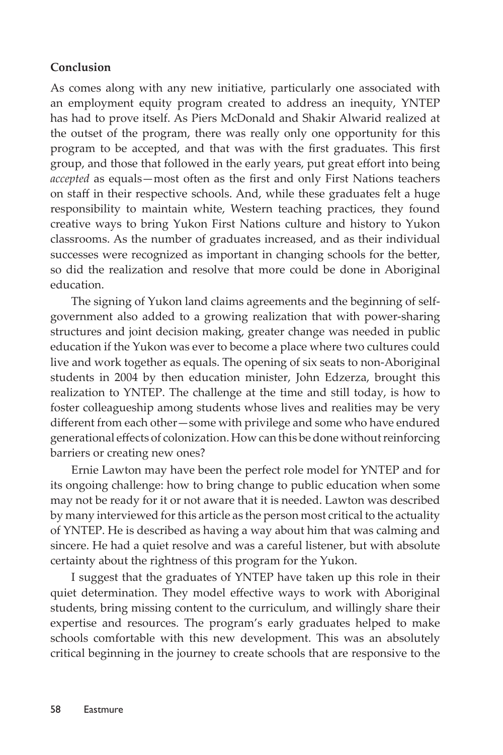**Conclusion**

As comes along with any new initiative, particularly one associated with an employment equity program created to address an inequity, YNTEP has had to prove itself. As Piers McDonald and Shakir Alwarid realized at the outset of the program, there was really only one opportunity for this program to be accepted, and that was with the first graduates. This first group, and those that followed in the early years, put great effort into being *accepted* as equals—most often as the first and only First Nations teachers on staff in their respective schools. And, while these graduates felt a huge responsibility to maintain white, Western teaching practices, they found creative ways to bring Yukon First Nations culture and history to Yukon classrooms. As the number of graduates increased, and as their individual successes were recognized as important in changing schools for the better, so did the realization and resolve that more could be done in Aboriginal education.

The signing of Yukon land claims agreements and the beginning of self-government also added to a growing realization that with power-sharing structures and joint decision making, greater change was needed in public education if the Yukon was ever to become a place where two cultures could live and work together as equals. The opening of six seats to non-Aboriginal students in 2004 by then education minister, John Edzerza, brought this realization to YNTEP. The challenge at the time and still today, is how to foster colleagueship among students whose lives and realities may be very different from each other—some with privilege and some who have endured generational effects of colonization. How can this be done without reinforcing barriers or creating new ones?

Ernie Lawton may have been the perfect role model for YNTEP and for its ongoing challenge: how to bring change to public education when some may not be ready for it or not aware that it is needed. Lawton was described by many interviewed for this article as the person most critical to the actuality of YNTEP. He is described as having a way about him that was calming and sincere. He had a quiet resolve and was a careful listener, but with absolute certainty about the rightness of this program for the Yukon.

I suggest that the graduates of YNTEP have taken up this role in their quiet determination. They model effective ways to work with Aboriginal students, bring missing content to the curriculum, and willingly share their expertise and resources. The program's early graduates helped to make schools comfortable with this new development. This was an absolutely critical beginning in the journey to create schools that are responsive to the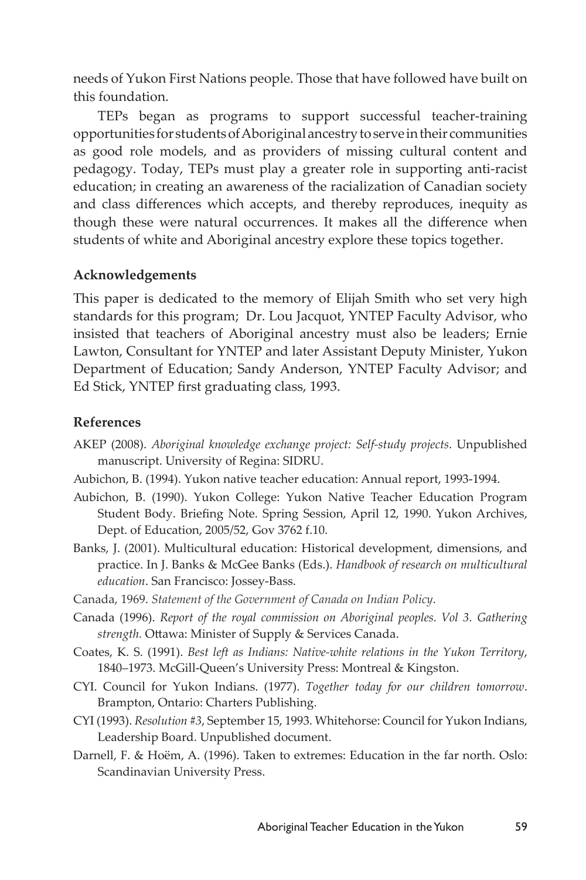needs of Yukon First Nations people. Those that have followed have built on this foundation.

TEPs began as programs to support successful teacher-training opportunities for students of Aboriginal ancestry to serve in their communities as good role models, and as providers of missing cultural content and pedagogy. Today, TEPs must play a greater role in supporting anti-racist education; in creating an awareness of the racialization of Canadian society and class differences which accepts, and thereby reproduces, inequity as though these were natural occurrences. It makes all the difference when students of white and Aboriginal ancestry explore these topics together.

### Acknowledgements

This paper is dedicated to the memory of Elijah Smith who set very high standards for this program; Dr. Lou Jacquot, YNTEP Faculty Advisor, who insisted that teachers of Aboriginal ancestry must also be leaders; Ernie Lawton, Consultant for YNTEP and later Assistant Deputy Minister, Yukon Department of Education; Sandy Anderson, YNTEP Faculty Advisor; and Ed Stick, YNTEP first graduating class, 1993.

### References

AKEP (2008). *Aboriginal knowledge exchange project: Self-study projects*. Unpublished manuscript. University of Regina: SIDRU.

Aubichon, B. (1994). Yukon native teacher education: Annual report, 1993-1994.

Aubichon, B. (1990). Yukon College: Yukon Native Teacher Education Program Student Body. Briefing Note. Spring Session, April 12, 1990. Yukon Archives, Dept. of Education, 2005/52, Gov 3762 f.10.

Banks, J. (2001). Multicultural education: Historical development, dimensions, and practice. In J. Banks & McGee Banks (Eds.). *Handbook of research on multicultural education*. San Francisco: Jossey-Bass.

Canada, 1969. *Statement of the Government of Canada on Indian Policy*.

Canada (1996). *Report of the royal commission on Aboriginal peoples. Vol 3. Gathering strength.* Ottawa: Minister of Supply & Services Canada.

Coates, K. S. (1991). *Best left as Indians: Native-white relations in the Yukon Territory*, 1840–1973. McGill-Queen's University Press: Montreal & Kingston.

CYI. Council for Yukon Indians. (1977). *Together today for our children tomorrow*. Brampton, Ontario: Charters Publishing.

CYI (1993). *Resolution #3*, September 15, 1993. Whitehorse: Council for Yukon Indians, Leadership Board. Unpublished document.

Darnell, F. & Hoëm, A. (1996). Taken to extremes: Education in the far north. Oslo: Scandinavian University Press.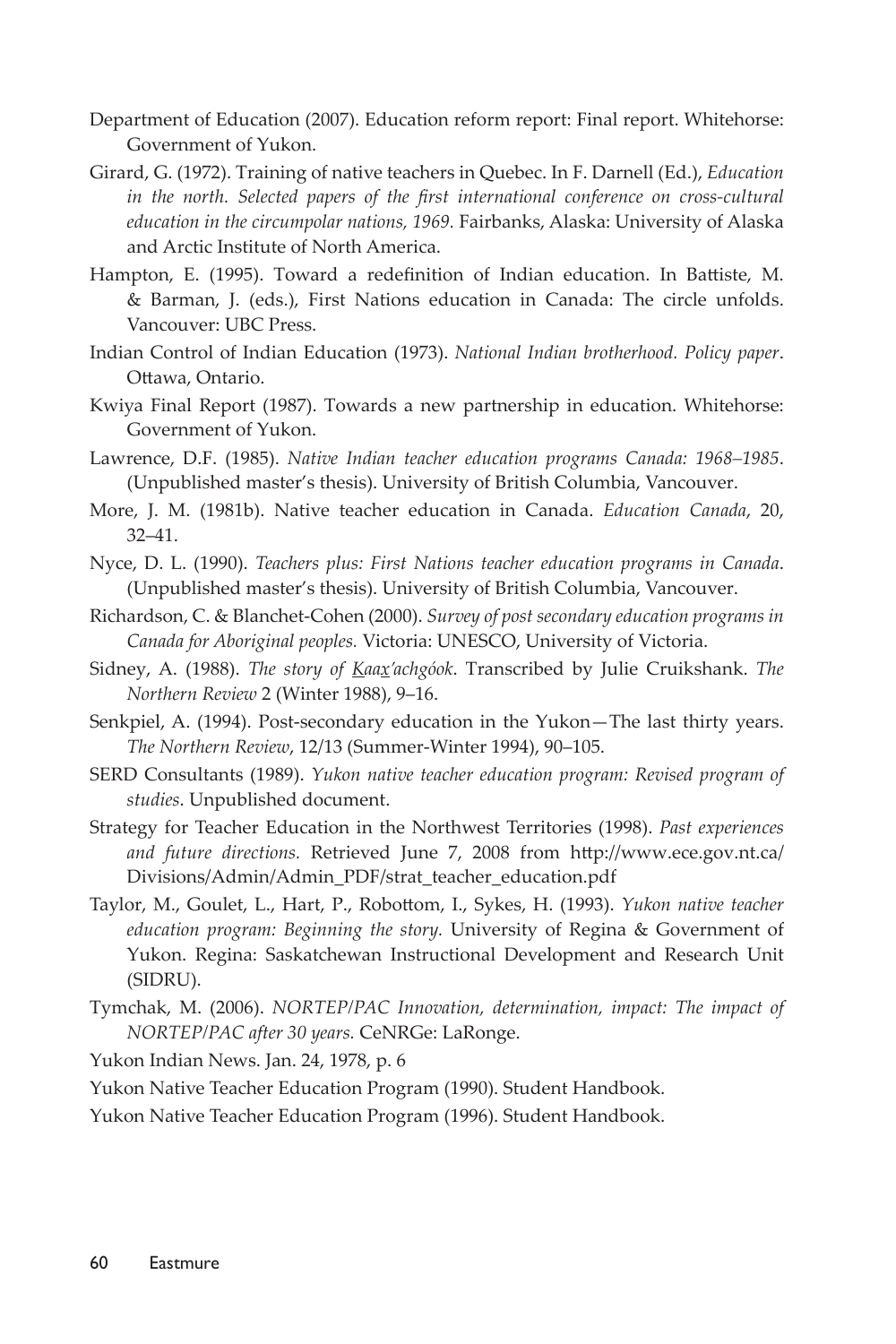Department of Education (2007). Education reform report: Final report. Whitehorse: Government of Yukon.

Girard, G. (1972). Training of native teachers in Quebec. In F. Darnell (Ed.), *Education in the north. Selected papers of the first international conference on cross-cultural education in the circumpolar nations, 1969.* Fairbanks, Alaska: University of Alaska and Arctic Institute of North America.

Hampton, E. (1995). Toward a redefinition of Indian education. In Battiste, M. & Barman, J. (eds.), First Nations education in Canada: The circle unfolds. Vancouver: UBC Press.

Indian Control of Indian Education (1973). *National Indian brotherhood. Policy paper*. Ottawa, Ontario.

Kwiya Final Report (1987). Towards a new partnership in education. Whitehorse: Government of Yukon.

Lawrence, D.F. (1985). *Native Indian teacher education programs Canada: 1968–1985*. (Unpublished master's thesis). University of British Columbia, Vancouver.

More, J. M. (1981b). Native teacher education in Canada. *Education Canada*, 20, 32–41.

Nyce, D. L. (1990). *Teachers plus: First Nations teacher education programs in Canada*. (Unpublished master's thesis). University of British Columbia, Vancouver.

Richardson, C. & Blanchet-Cohen (2000). *Survey of post secondary education programs in Canada for Aboriginal peoples.* Victoria: UNESCO, University of Victoria.

Sidney, A. (1988). *The story of Kaax̱'achgóok*. Transcribed by Julie Cruikshank. *The Northern Review* 2 (Winter 1988), 9–16.

Senkpiel, A. (1994). Post-secondary education in the Yukon—The last thirty years. *The Northern Review*, 12/13 (Summer-Winter 1994), 90–105.

SERD Consultants (1989). *Yukon native teacher education program: Revised program of studies*. Unpublished document.

Strategy for Teacher Education in the Northwest Territories (1998). *Past experiences and future directions.* Retrieved June 7, 2008 from http://www.ece.gov.nt.ca/Divisions/Admin/Admin_PDF/strat_teacher_education.pdf

Taylor, M., Goulet, L., Hart, P., Robottom, I., Sykes, H. (1993). *Yukon native teacher education program: Beginning the story.* University of Regina & Government of Yukon. Regina: Saskatchewan Instructional Development and Research Unit (SIDRU).

Tymchak, M. (2006). *NORTEP/PAC Innovation, determination, impact: The impact of NORTEP/PAC after 30 years.* CeNRGe: LaRonge.

Yukon Indian News. Jan. 24, 1978, p. 6

Yukon Native Teacher Education Program (1990). Student Handbook.

Yukon Native Teacher Education Program (1996). Student Handbook.